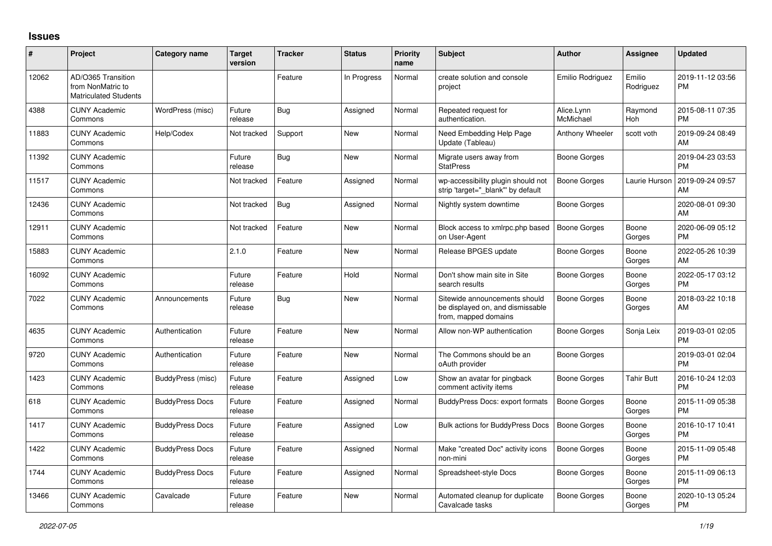# Issues

| # | Project | Category name | Target version | Tracker | Status | Priority name | Subject | Author | Assignee | Updated |
|---|---|---|---|---|---|---|---|---|---|---|
| 12062 | AD/O365 Transition from NonMatric to Matriculated Students | | | Feature | In Progress | Normal | create solution and console project | Emilio Rodriguez | Emilio Rodriguez | 2019-11-12 03:56 PM |
| 4388 | CUNY Academic Commons | WordPress (misc) | Future release | Bug | Assigned | Normal | Repeated request for authentication. | Alice.Lynn McMichael | Raymond Hoh | 2015-08-11 07:35 PM |
| 11883 | CUNY Academic Commons | Help/Codex | Not tracked | Support | New | Normal | Need Embedding Help Page Update (Tableau) | Anthony Wheeler | scott voth | 2019-09-24 08:49 AM |
| 11392 | CUNY Academic Commons | | Future release | Bug | New | Normal | Migrate users away from StatPress | Boone Gorges | | 2019-04-23 03:53 PM |
| 11517 | CUNY Academic Commons | | Not tracked | Feature | Assigned | Normal | wp-accessibility plugin should not strip 'target="_blank"' by default | Boone Gorges | Laurie Hurson | 2019-09-24 09:57 AM |
| 12436 | CUNY Academic Commons | | Not tracked | Bug | Assigned | Normal | Nightly system downtime | Boone Gorges | | 2020-08-01 09:30 AM |
| 12911 | CUNY Academic Commons | | Not tracked | Feature | New | Normal | Block access to xmlrpc.php based on User-Agent | Boone Gorges | Boone Gorges | 2020-06-09 05:12 PM |
| 15883 | CUNY Academic Commons | | 2.1.0 | Feature | New | Normal | Release BPGES update | Boone Gorges | Boone Gorges | 2022-05-26 10:39 AM |
| 16092 | CUNY Academic Commons | | Future release | Feature | Hold | Normal | Don't show main site in Site search results | Boone Gorges | Boone Gorges | 2022-05-17 03:12 PM |
| 7022 | CUNY Academic Commons | Announcements | Future release | Bug | New | Normal | Sitewide announcements should be displayed on, and dismissable from, mapped domains | Boone Gorges | Boone Gorges | 2018-03-22 10:18 AM |
| 4635 | CUNY Academic Commons | Authentication | Future release | Feature | New | Normal | Allow non-WP authentication | Boone Gorges | Sonja Leix | 2019-03-01 02:05 PM |
| 9720 | CUNY Academic Commons | Authentication | Future release | Feature | New | Normal | The Commons should be an oAuth provider | Boone Gorges | | 2019-03-01 02:04 PM |
| 1423 | CUNY Academic Commons | BuddyPress (misc) | Future release | Feature | Assigned | Low | Show an avatar for pingback comment activity items | Boone Gorges | Tahir Butt | 2016-10-24 12:03 PM |
| 618 | CUNY Academic Commons | BuddyPress Docs | Future release | Feature | Assigned | Normal | BuddyPress Docs: export formats | Boone Gorges | Boone Gorges | 2015-11-09 05:38 PM |
| 1417 | CUNY Academic Commons | BuddyPress Docs | Future release | Feature | Assigned | Low | Bulk actions for BuddyPress Docs | Boone Gorges | Boone Gorges | 2016-10-17 10:41 PM |
| 1422 | CUNY Academic Commons | BuddyPress Docs | Future release | Feature | Assigned | Normal | Make "created Doc" activity icons non-mini | Boone Gorges | Boone Gorges | 2015-11-09 05:48 PM |
| 1744 | CUNY Academic Commons | BuddyPress Docs | Future release | Feature | Assigned | Normal | Spreadsheet-style Docs | Boone Gorges | Boone Gorges | 2015-11-09 06:13 PM |
| 13466 | CUNY Academic Commons | Cavalcade | Future release | Feature | New | Normal | Automated cleanup for duplicate Cavalcade tasks | Boone Gorges | Boone Gorges | 2020-10-13 05:24 PM |

*2022-07-05*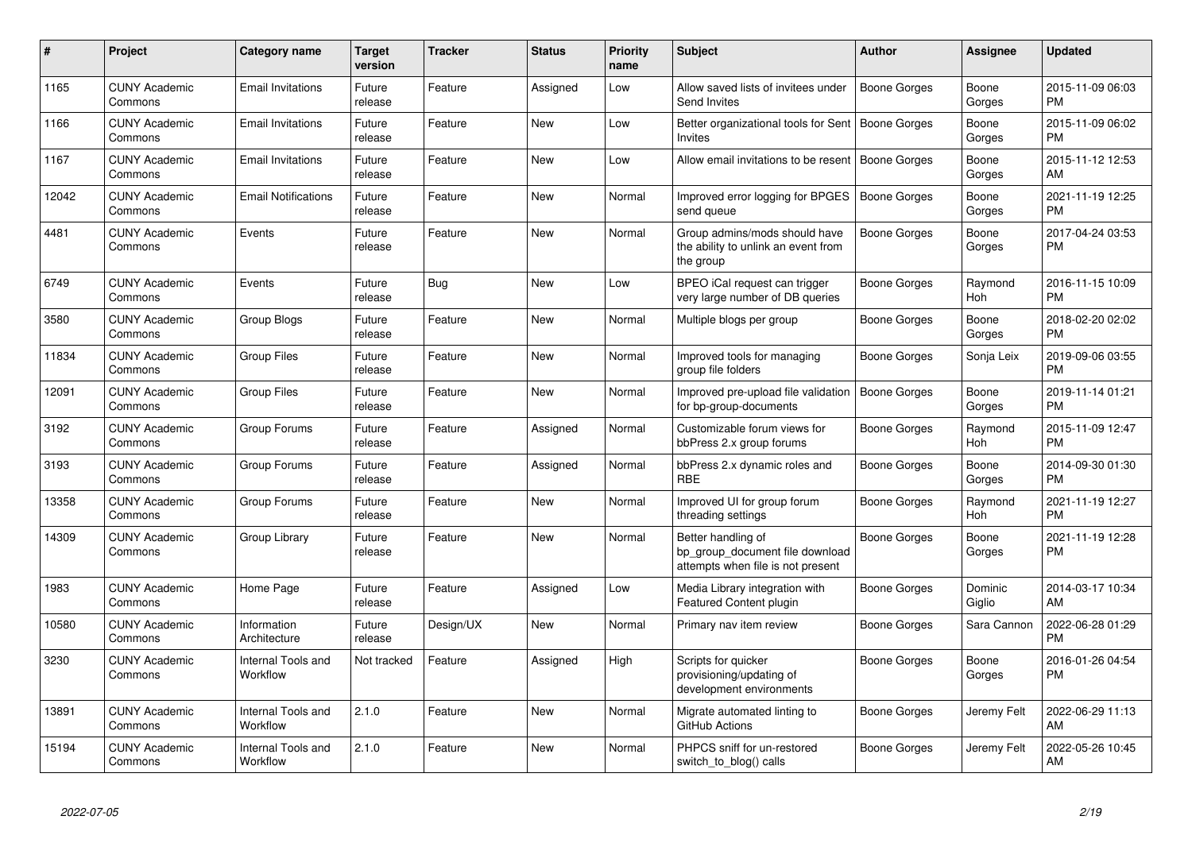| # | Project | Category name | Target version | Tracker | Status | Priority name | Subject | Author | Assignee | Updated |
|---|---|---|---|---|---|---|---|---|---|---|
| 1165 | CUNY Academic Commons | Email Invitations | Future release | Feature | Assigned | Low | Allow saved lists of invitees under Send Invites | Boone Gorges | Boone Gorges | 2015-11-09 06:03 PM |
| 1166 | CUNY Academic Commons | Email Invitations | Future release | Feature | New | Low | Better organizational tools for Sent Invites | Boone Gorges | Boone Gorges | 2015-11-09 06:02 PM |
| 1167 | CUNY Academic Commons | Email Invitations | Future release | Feature | New | Low | Allow email invitations to be resent | Boone Gorges | Boone Gorges | 2015-11-12 12:53 AM |
| 12042 | CUNY Academic Commons | Email Notifications | Future release | Feature | New | Normal | Improved error logging for BPGES send queue | Boone Gorges | Boone Gorges | 2021-11-19 12:25 PM |
| 4481 | CUNY Academic Commons | Events | Future release | Feature | New | Normal | Group admins/mods should have the ability to unlink an event from the group | Boone Gorges | Boone Gorges | 2017-04-24 03:53 PM |
| 6749 | CUNY Academic Commons | Events | Future release | Bug | New | Low | BPEO iCal request can trigger very large number of DB queries | Boone Gorges | Raymond Hoh | 2016-11-15 10:09 PM |
| 3580 | CUNY Academic Commons | Group Blogs | Future release | Feature | New | Normal | Multiple blogs per group | Boone Gorges | Boone Gorges | 2018-02-20 02:02 PM |
| 11834 | CUNY Academic Commons | Group Files | Future release | Feature | New | Normal | Improved tools for managing group file folders | Boone Gorges | Sonja Leix | 2019-09-06 03:55 PM |
| 12091 | CUNY Academic Commons | Group Files | Future release | Feature | New | Normal | Improved pre-upload file validation for bp-group-documents | Boone Gorges | Boone Gorges | 2019-11-14 01:21 PM |
| 3192 | CUNY Academic Commons | Group Forums | Future release | Feature | Assigned | Normal | Customizable forum views for bbPress 2.x group forums | Boone Gorges | Raymond Hoh | 2015-11-09 12:47 PM |
| 3193 | CUNY Academic Commons | Group Forums | Future release | Feature | Assigned | Normal | bbPress 2.x dynamic roles and RBE | Boone Gorges | Boone Gorges | 2014-09-30 01:30 PM |
| 13358 | CUNY Academic Commons | Group Forums | Future release | Feature | New | Normal | Improved UI for group forum threading settings | Boone Gorges | Raymond Hoh | 2021-11-19 12:27 PM |
| 14309 | CUNY Academic Commons | Group Library | Future release | Feature | New | Normal | Better handling of bp_group_document file download attempts when file is not present | Boone Gorges | Boone Gorges | 2021-11-19 12:28 PM |
| 1983 | CUNY Academic Commons | Home Page | Future release | Feature | Assigned | Low | Media Library integration with Featured Content plugin | Boone Gorges | Dominic Giglio | 2014-03-17 10:34 AM |
| 10580 | CUNY Academic Commons | Information Architecture | Future release | Design/UX | New | Normal | Primary nav item review | Boone Gorges | Sara Cannon | 2022-06-28 01:29 PM |
| 3230 | CUNY Academic Commons | Internal Tools and Workflow | Not tracked | Feature | Assigned | High | Scripts for quicker provisioning/updating of development environments | Boone Gorges | Boone Gorges | 2016-01-26 04:54 PM |
| 13891 | CUNY Academic Commons | Internal Tools and Workflow | 2.1.0 | Feature | New | Normal | Migrate automated linting to GitHub Actions | Boone Gorges | Jeremy Felt | 2022-06-29 11:13 AM |
| 15194 | CUNY Academic Commons | Internal Tools and Workflow | 2.1.0 | Feature | New | Normal | PHPCS sniff for un-restored switch_to_blog() calls | Boone Gorges | Jeremy Felt | 2022-05-26 10:45 AM |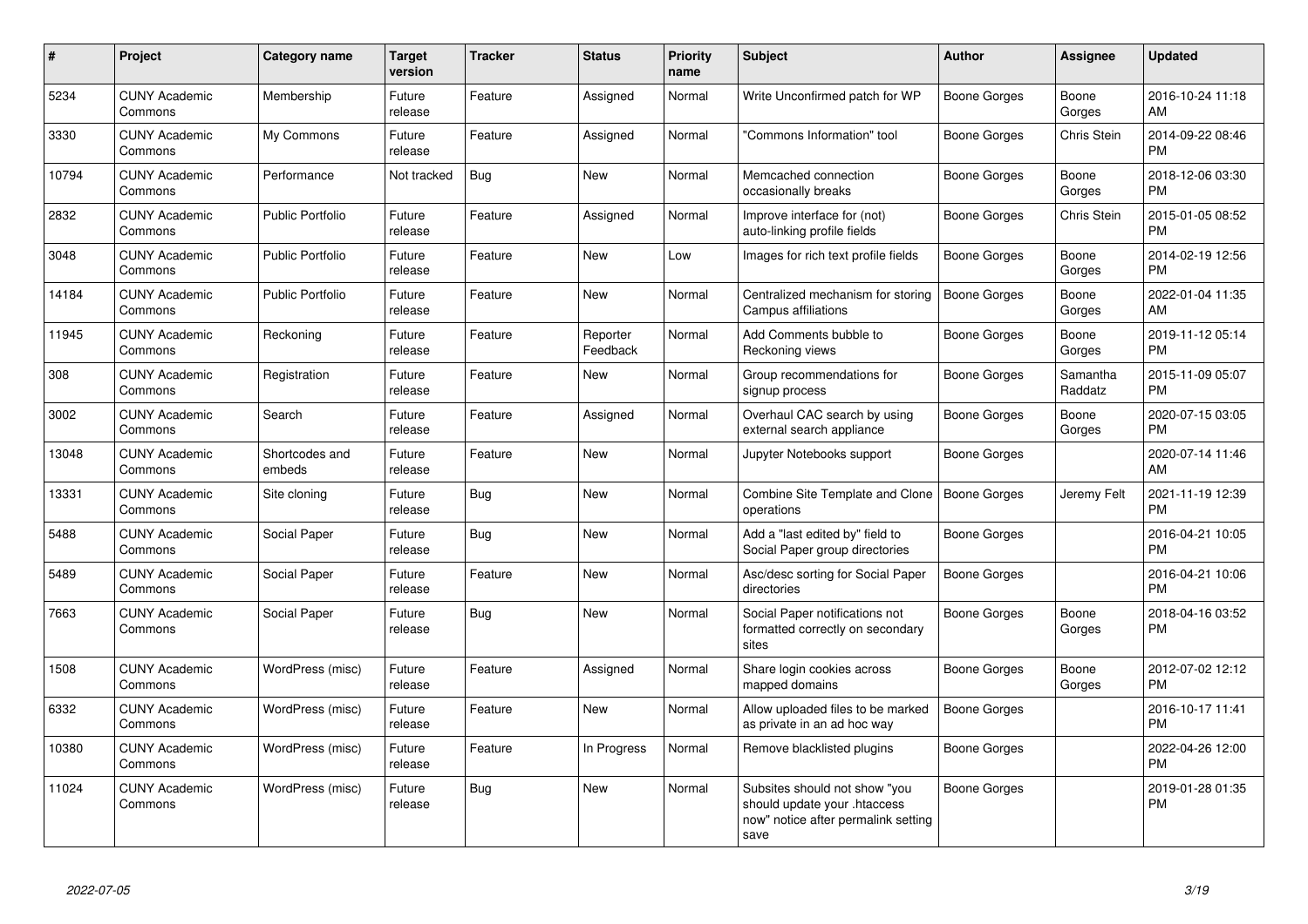| # | Project | Category name | Target version | Tracker | Status | Priority name | Subject | Author | Assignee | Updated |
|---|---|---|---|---|---|---|---|---|---|---|
| 5234 | CUNY Academic Commons | Membership | Future release | Feature | Assigned | Normal | Write Unconfirmed patch for WP | Boone Gorges | Boone Gorges | 2016-10-24 11:18 AM |
| 3330 | CUNY Academic Commons | My Commons | Future release | Feature | Assigned | Normal | "Commons Information" tool | Boone Gorges | Chris Stein | 2014-09-22 08:46 PM |
| 10794 | CUNY Academic Commons | Performance | Not tracked | Bug | New | Normal | Memcached connection occasionally breaks | Boone Gorges | Boone Gorges | 2018-12-06 03:30 PM |
| 2832 | CUNY Academic Commons | Public Portfolio | Future release | Feature | Assigned | Normal | Improve interface for (not) auto-linking profile fields | Boone Gorges | Chris Stein | 2015-01-05 08:52 PM |
| 3048 | CUNY Academic Commons | Public Portfolio | Future release | Feature | New | Low | Images for rich text profile fields | Boone Gorges | Boone Gorges | 2014-02-19 12:56 PM |
| 14184 | CUNY Academic Commons | Public Portfolio | Future release | Feature | New | Normal | Centralized mechanism for storing Campus affiliations | Boone Gorges | Boone Gorges | 2022-01-04 11:35 AM |
| 11945 | CUNY Academic Commons | Reckoning | Future release | Feature | Reporter Feedback | Normal | Add Comments bubble to Reckoning views | Boone Gorges | Boone Gorges | 2019-11-12 05:14 PM |
| 308 | CUNY Academic Commons | Registration | Future release | Feature | New | Normal | Group recommendations for signup process | Boone Gorges | Samantha Raddatz | 2015-11-09 05:07 PM |
| 3002 | CUNY Academic Commons | Search | Future release | Feature | Assigned | Normal | Overhaul CAC search by using external search appliance | Boone Gorges | Boone Gorges | 2020-07-15 03:05 PM |
| 13048 | CUNY Academic Commons | Shortcodes and embeds | Future release | Feature | New | Normal | Jupyter Notebooks support | Boone Gorges | | 2020-07-14 11:46 AM |
| 13331 | CUNY Academic Commons | Site cloning | Future release | Bug | New | Normal | Combine Site Template and Clone operations | Boone Gorges | Jeremy Felt | 2021-11-19 12:39 PM |
| 5488 | CUNY Academic Commons | Social Paper | Future release | Bug | New | Normal | Add a "last edited by" field to Social Paper group directories | Boone Gorges | | 2016-04-21 10:05 PM |
| 5489 | CUNY Academic Commons | Social Paper | Future release | Feature | New | Normal | Asc/desc sorting for Social Paper directories | Boone Gorges | | 2016-04-21 10:06 PM |
| 7663 | CUNY Academic Commons | Social Paper | Future release | Bug | New | Normal | Social Paper notifications not formatted correctly on secondary sites | Boone Gorges | Boone Gorges | 2018-04-16 03:52 PM |
| 1508 | CUNY Academic Commons | WordPress (misc) | Future release | Feature | Assigned | Normal | Share login cookies across mapped domains | Boone Gorges | Boone Gorges | 2012-07-02 12:12 PM |
| 6332 | CUNY Academic Commons | WordPress (misc) | Future release | Feature | New | Normal | Allow uploaded files to be marked as private in an ad hoc way | Boone Gorges | | 2016-10-17 11:41 PM |
| 10380 | CUNY Academic Commons | WordPress (misc) | Future release | Feature | In Progress | Normal | Remove blacklisted plugins | Boone Gorges | | 2022-04-26 12:00 PM |
| 11024 | CUNY Academic Commons | WordPress (misc) | Future release | Bug | New | Normal | Subsites should not show "you should update your .htaccess now" notice after permalink setting save | Boone Gorges | | 2019-01-28 01:35 PM |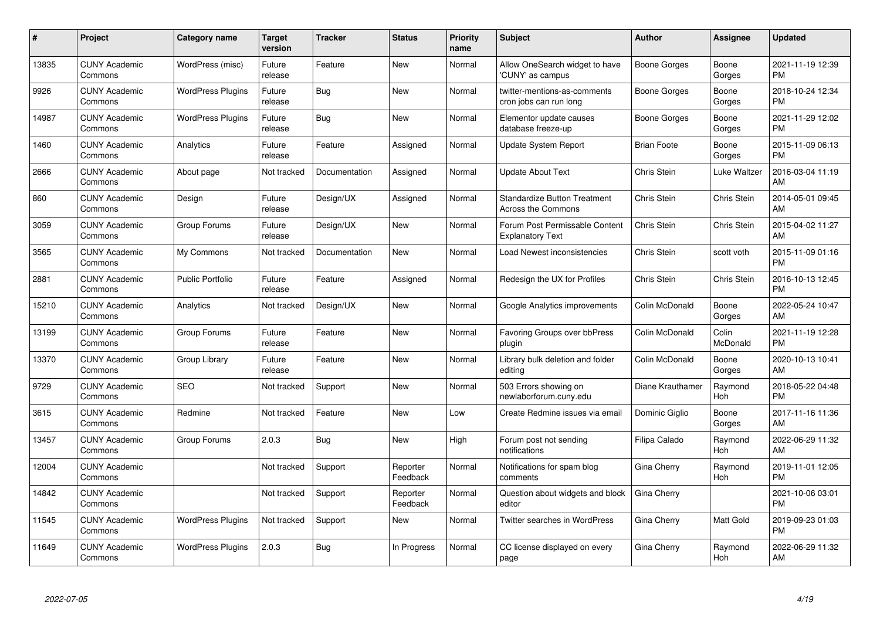| # | Project | Category name | Target version | Tracker | Status | Priority name | Subject | Author | Assignee | Updated |
|---|---|---|---|---|---|---|---|---|---|---|
| 13835 | CUNY Academic Commons | WordPress (misc) | Future release | Feature | New | Normal | Allow OneSearch widget to have 'CUNY' as campus | Boone Gorges | Boone Gorges | 2021-11-19 12:39 PM |
| 9926 | CUNY Academic Commons | WordPress Plugins | Future release | Bug | New | Normal | twitter-mentions-as-comments cron jobs can run long | Boone Gorges | Boone Gorges | 2018-10-24 12:34 PM |
| 14987 | CUNY Academic Commons | WordPress Plugins | Future release | Bug | New | Normal | Elementor update causes database freeze-up | Boone Gorges | Boone Gorges | 2021-11-29 12:02 PM |
| 1460 | CUNY Academic Commons | Analytics | Future release | Feature | Assigned | Normal | Update System Report | Brian Foote | Boone Gorges | 2015-11-09 06:13 PM |
| 2666 | CUNY Academic Commons | About page | Not tracked | Documentation | Assigned | Normal | Update About Text | Chris Stein | Luke Waltzer | 2016-03-04 11:19 AM |
| 860 | CUNY Academic Commons | Design | Future release | Design/UX | Assigned | Normal | Standardize Button Treatment Across the Commons | Chris Stein | Chris Stein | 2014-05-01 09:45 AM |
| 3059 | CUNY Academic Commons | Group Forums | Future release | Design/UX | New | Normal | Forum Post Permissable Content Explanatory Text | Chris Stein | Chris Stein | 2015-04-02 11:27 AM |
| 3565 | CUNY Academic Commons | My Commons | Not tracked | Documentation | New | Normal | Load Newest inconsistencies | Chris Stein | scott voth | 2015-11-09 01:16 PM |
| 2881 | CUNY Academic Commons | Public Portfolio | Future release | Feature | Assigned | Normal | Redesign the UX for Profiles | Chris Stein | Chris Stein | 2016-10-13 12:45 PM |
| 15210 | CUNY Academic Commons | Analytics | Not tracked | Design/UX | New | Normal | Google Analytics improvements | Colin McDonald | Boone Gorges | 2022-05-24 10:47 AM |
| 13199 | CUNY Academic Commons | Group Forums | Future release | Feature | New | Normal | Favoring Groups over bbPress plugin | Colin McDonald | Colin McDonald | 2021-11-19 12:28 PM |
| 13370 | CUNY Academic Commons | Group Library | Future release | Feature | New | Normal | Library bulk deletion and folder editing | Colin McDonald | Boone Gorges | 2020-10-13 10:41 AM |
| 9729 | CUNY Academic Commons | SEO | Not tracked | Support | New | Normal | 503 Errors showing on newlaborforum.cuny.edu | Diane Krauthamer | Raymond Hoh | 2018-05-22 04:48 PM |
| 3615 | CUNY Academic Commons | Redmine | Not tracked | Feature | New | Low | Create Redmine issues via email | Dominic Giglio | Boone Gorges | 2017-11-16 11:36 AM |
| 13457 | CUNY Academic Commons | Group Forums | 2.0.3 | Bug | New | High | Forum post not sending notifications | Filipa Calado | Raymond Hoh | 2022-06-29 11:32 AM |
| 12004 | CUNY Academic Commons | | Not tracked | Support | Reporter Feedback | Normal | Notifications for spam blog comments | Gina Cherry | Raymond Hoh | 2019-11-01 12:05 PM |
| 14842 | CUNY Academic Commons | | Not tracked | Support | Reporter Feedback | Normal | Question about widgets and block editor | Gina Cherry | | 2021-10-06 03:01 PM |
| 11545 | CUNY Academic Commons | WordPress Plugins | Not tracked | Support | New | Normal | Twitter searches in WordPress | Gina Cherry | Matt Gold | 2019-09-23 01:03 PM |
| 11649 | CUNY Academic Commons | WordPress Plugins | 2.0.3 | Bug | In Progress | Normal | CC license displayed on every page | Gina Cherry | Raymond Hoh | 2022-06-29 11:32 AM |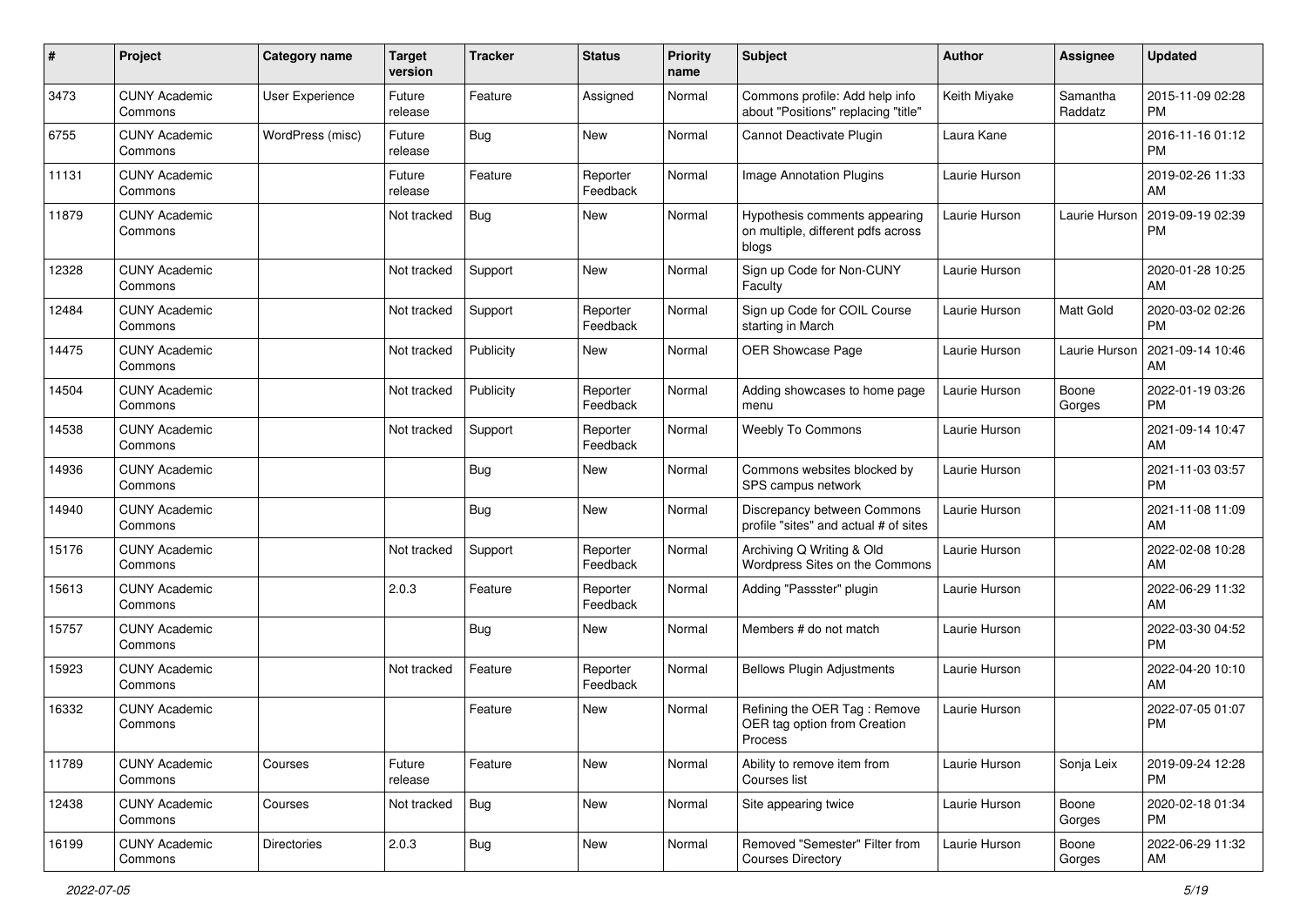| # | Project | Category name | Target version | Tracker | Status | Priority name | Subject | Author | Assignee | Updated |
|---|---|---|---|---|---|---|---|---|---|---|
| 3473 | CUNY Academic Commons | User Experience | Future release | Feature | Assigned | Normal | Commons profile: Add help info about "Positions" replacing "title" | Keith Miyake | Samantha Raddatz | 2015-11-09 02:28 PM |
| 6755 | CUNY Academic Commons | WordPress (misc) | Future release | Bug | New | Normal | Cannot Deactivate Plugin | Laura Kane | | 2016-11-16 01:12 PM |
| 11131 | CUNY Academic Commons | | Future release | Feature | Reporter Feedback | Normal | Image Annotation Plugins | Laurie Hurson | | 2019-02-26 11:33 AM |
| 11879 | CUNY Academic Commons | | Not tracked | Bug | New | Normal | Hypothesis comments appearing on multiple, different pdfs across blogs | Laurie Hurson | Laurie Hurson | 2019-09-19 02:39 PM |
| 12328 | CUNY Academic Commons | | Not tracked | Support | New | Normal | Sign up Code for Non-CUNY Faculty | Laurie Hurson | | 2020-01-28 10:25 AM |
| 12484 | CUNY Academic Commons | | Not tracked | Support | Reporter Feedback | Normal | Sign up Code for COIL Course starting in March | Laurie Hurson | Matt Gold | 2020-03-02 02:26 PM |
| 14475 | CUNY Academic Commons | | Not tracked | Publicity | New | Normal | OER Showcase Page | Laurie Hurson | Laurie Hurson | 2021-09-14 10:46 AM |
| 14504 | CUNY Academic Commons | | Not tracked | Publicity | Reporter Feedback | Normal | Adding showcases to home page menu | Laurie Hurson | Boone Gorges | 2022-01-19 03:26 PM |
| 14538 | CUNY Academic Commons | | Not tracked | Support | Reporter Feedback | Normal | Weebly To Commons | Laurie Hurson | | 2021-09-14 10:47 AM |
| 14936 | CUNY Academic Commons | | | Bug | New | Normal | Commons websites blocked by SPS campus network | Laurie Hurson | | 2021-11-03 03:57 PM |
| 14940 | CUNY Academic Commons | | | Bug | New | Normal | Discrepancy between Commons profile "sites" and actual # of sites | Laurie Hurson | | 2021-11-08 11:09 AM |
| 15176 | CUNY Academic Commons | | Not tracked | Support | Reporter Feedback | Normal | Archiving Q Writing & Old Wordpress Sites on the Commons | Laurie Hurson | | 2022-02-08 10:28 AM |
| 15613 | CUNY Academic Commons | | 2.0.3 | Feature | Reporter Feedback | Normal | Adding "Passster" plugin | Laurie Hurson | | 2022-06-29 11:32 AM |
| 15757 | CUNY Academic Commons | | | Bug | New | Normal | Members # do not match | Laurie Hurson | | 2022-03-30 04:52 PM |
| 15923 | CUNY Academic Commons | | Not tracked | Feature | Reporter Feedback | Normal | Bellows Plugin Adjustments | Laurie Hurson | | 2022-04-20 10:10 AM |
| 16332 | CUNY Academic Commons | | | Feature | New | Normal | Refining the OER Tag : Remove OER tag option from Creation Process | Laurie Hurson | | 2022-07-05 01:07 PM |
| 11789 | CUNY Academic Commons | Courses | Future release | Feature | New | Normal | Ability to remove item from Courses list | Laurie Hurson | Sonja Leix | 2019-09-24 12:28 PM |
| 12438 | CUNY Academic Commons | Courses | Not tracked | Bug | New | Normal | Site appearing twice | Laurie Hurson | Boone Gorges | 2020-02-18 01:34 PM |
| 16199 | CUNY Academic Commons | Directories | 2.0.3 | Bug | New | Normal | Removed "Semester" Filter from Courses Directory | Laurie Hurson | Boone Gorges | 2022-06-29 11:32 AM |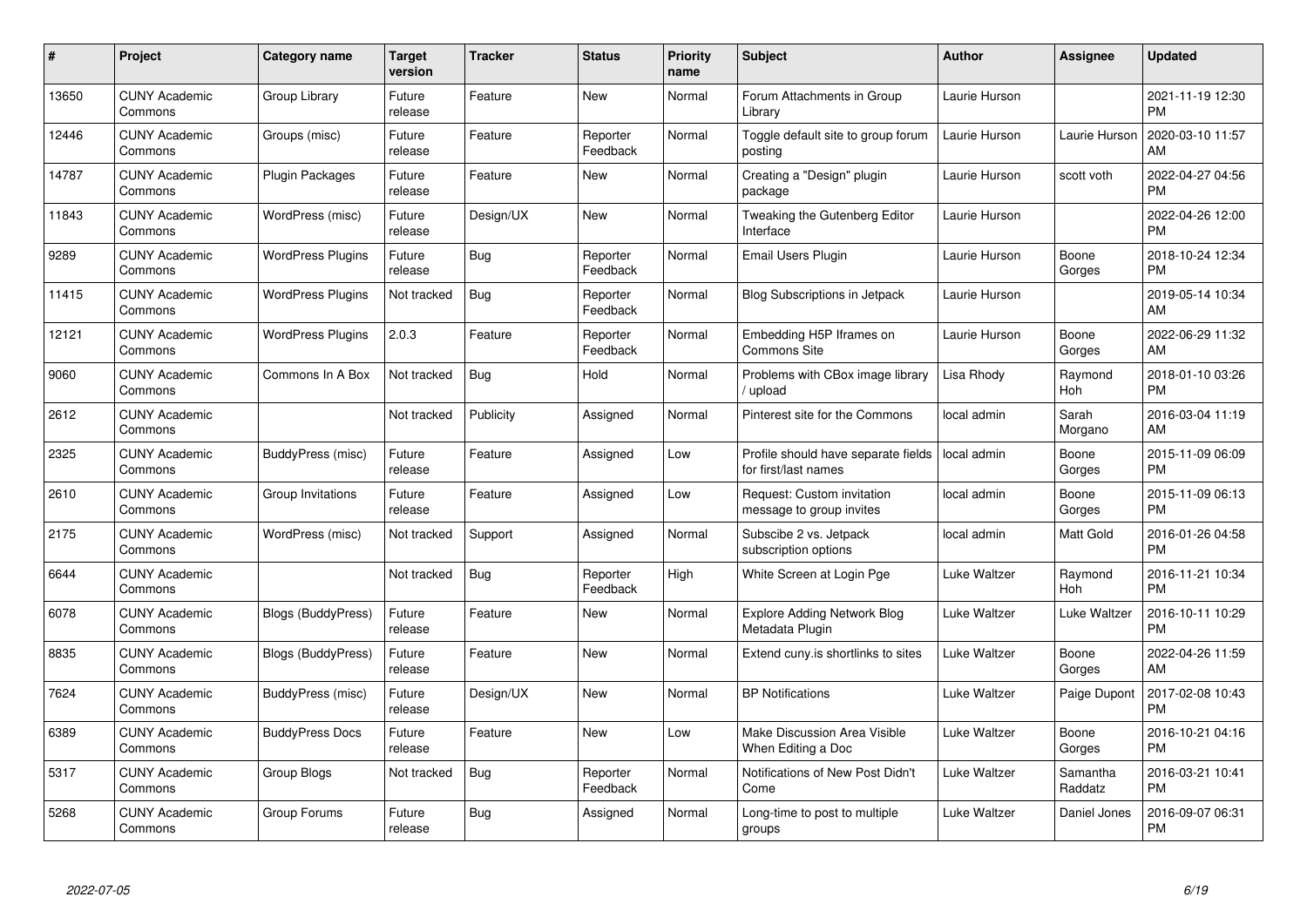| # | Project | Category name | Target version | Tracker | Status | Priority name | Subject | Author | Assignee | Updated |
|---|---|---|---|---|---|---|---|---|---|---|
| 13650 | CUNY Academic Commons | Group Library | Future release | Feature | New | Normal | Forum Attachments in Group Library | Laurie Hurson | | 2021-11-19 12:30 PM |
| 12446 | CUNY Academic Commons | Groups (misc) | Future release | Feature | Reporter Feedback | Normal | Toggle default site to group forum posting | Laurie Hurson | Laurie Hurson | 2020-03-10 11:57 AM |
| 14787 | CUNY Academic Commons | Plugin Packages | Future release | Feature | New | Normal | Creating a "Design" plugin package | Laurie Hurson | scott voth | 2022-04-27 04:56 PM |
| 11843 | CUNY Academic Commons | WordPress (misc) | Future release | Design/UX | New | Normal | Tweaking the Gutenberg Editor Interface | Laurie Hurson | | 2022-04-26 12:00 PM |
| 9289 | CUNY Academic Commons | WordPress Plugins | Future release | Bug | Reporter Feedback | Normal | Email Users Plugin | Laurie Hurson | Boone Gorges | 2018-10-24 12:34 PM |
| 11415 | CUNY Academic Commons | WordPress Plugins | Not tracked | Bug | Reporter Feedback | Normal | Blog Subscriptions in Jetpack | Laurie Hurson | | 2019-05-14 10:34 AM |
| 12121 | CUNY Academic Commons | WordPress Plugins | 2.0.3 | Feature | Reporter Feedback | Normal | Embedding H5P Iframes on Commons Site | Laurie Hurson | Boone Gorges | 2022-06-29 11:32 AM |
| 9060 | CUNY Academic Commons | Commons In A Box | Not tracked | Bug | Hold | Normal | Problems with CBox image library / upload | Lisa Rhody | Raymond Hoh | 2018-01-10 03:26 PM |
| 2612 | CUNY Academic Commons | | Not tracked | Publicity | Assigned | Normal | Pinterest site for the Commons | local admin | Sarah Morgano | 2016-03-04 11:19 AM |
| 2325 | CUNY Academic Commons | BuddyPress (misc) | Future release | Feature | Assigned | Low | Profile should have separate fields for first/last names | local admin | Boone Gorges | 2015-11-09 06:09 PM |
| 2610 | CUNY Academic Commons | Group Invitations | Future release | Feature | Assigned | Low | Request: Custom invitation message to group invites | local admin | Boone Gorges | 2015-11-09 06:13 PM |
| 2175 | CUNY Academic Commons | WordPress (misc) | Not tracked | Support | Assigned | Normal | Subscibe 2 vs. Jetpack subscription options | local admin | Matt Gold | 2016-01-26 04:58 PM |
| 6644 | CUNY Academic Commons | | Not tracked | Bug | Reporter Feedback | High | White Screen at Login Pge | Luke Waltzer | Raymond Hoh | 2016-11-21 10:34 PM |
| 6078 | CUNY Academic Commons | Blogs (BuddyPress) | Future release | Feature | New | Normal | Explore Adding Network Blog Metadata Plugin | Luke Waltzer | Luke Waltzer | 2016-10-11 10:29 PM |
| 8835 | CUNY Academic Commons | Blogs (BuddyPress) | Future release | Feature | New | Normal | Extend cuny.is shortlinks to sites | Luke Waltzer | Boone Gorges | 2022-04-26 11:59 AM |
| 7624 | CUNY Academic Commons | BuddyPress (misc) | Future release | Design/UX | New | Normal | BP Notifications | Luke Waltzer | Paige Dupont | 2017-02-08 10:43 PM |
| 6389 | CUNY Academic Commons | BuddyPress Docs | Future release | Feature | New | Low | Make Discussion Area Visible When Editing a Doc | Luke Waltzer | Boone Gorges | 2016-10-21 04:16 PM |
| 5317 | CUNY Academic Commons | Group Blogs | Not tracked | Bug | Reporter Feedback | Normal | Notifications of New Post Didn't Come | Luke Waltzer | Samantha Raddatz | 2016-03-21 10:41 PM |
| 5268 | CUNY Academic Commons | Group Forums | Future release | Bug | Assigned | Normal | Long-time to post to multiple groups | Luke Waltzer | Daniel Jones | 2016-09-07 06:31 PM |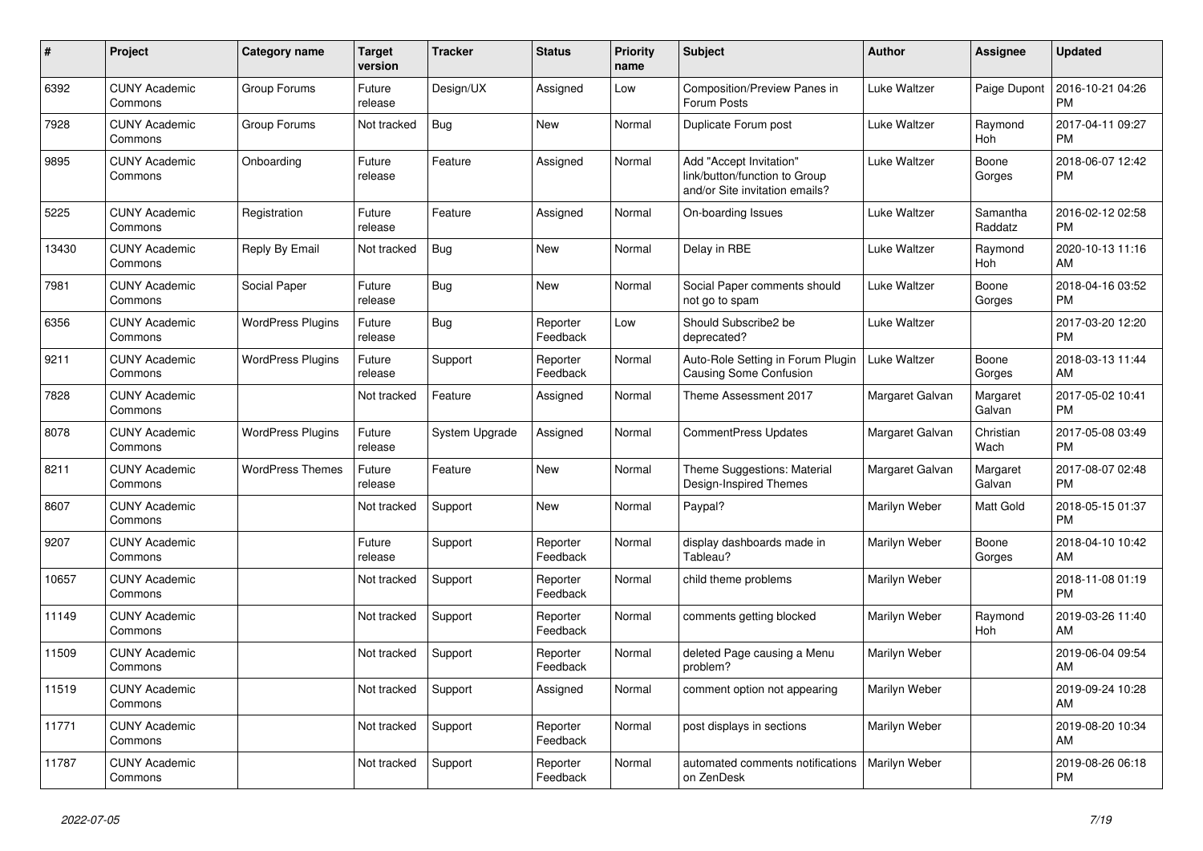| # | Project | Category name | Target version | Tracker | Status | Priority name | Subject | Author | Assignee | Updated |
|---|---|---|---|---|---|---|---|---|---|---|
| 6392 | CUNY Academic Commons | Group Forums | Future release | Design/UX | Assigned | Low | Composition/Preview Panes in Forum Posts | Luke Waltzer | Paige Dupont | 2016-10-21 04:26 PM |
| 7928 | CUNY Academic Commons | Group Forums | Not tracked | Bug | New | Normal | Duplicate Forum post | Luke Waltzer | Raymond Hoh | 2017-04-11 09:27 PM |
| 9895 | CUNY Academic Commons | Onboarding | Future release | Feature | Assigned | Normal | Add "Accept Invitation" link/button/function to Group and/or Site invitation emails? | Luke Waltzer | Boone Gorges | 2018-06-07 12:42 PM |
| 5225 | CUNY Academic Commons | Registration | Future release | Feature | Assigned | Normal | On-boarding Issues | Luke Waltzer | Samantha Raddatz | 2016-02-12 02:58 PM |
| 13430 | CUNY Academic Commons | Reply By Email | Not tracked | Bug | New | Normal | Delay in RBE | Luke Waltzer | Raymond Hoh | 2020-10-13 11:16 AM |
| 7981 | CUNY Academic Commons | Social Paper | Future release | Bug | New | Normal | Social Paper comments should not go to spam | Luke Waltzer | Boone Gorges | 2018-04-16 03:52 PM |
| 6356 | CUNY Academic Commons | WordPress Plugins | Future release | Bug | Reporter Feedback | Low | Should Subscribe2 be deprecated? | Luke Waltzer | | 2017-03-20 12:20 PM |
| 9211 | CUNY Academic Commons | WordPress Plugins | Future release | Support | Reporter Feedback | Normal | Auto-Role Setting in Forum Plugin Causing Some Confusion | Luke Waltzer | Boone Gorges | 2018-03-13 11:44 AM |
| 7828 | CUNY Academic Commons | | Not tracked | Feature | Assigned | Normal | Theme Assessment 2017 | Margaret Galvan | Margaret Galvan | 2017-05-02 10:41 PM |
| 8078 | CUNY Academic Commons | WordPress Plugins | Future release | System Upgrade | Assigned | Normal | CommentPress Updates | Margaret Galvan | Christian Wach | 2017-05-08 03:49 PM |
| 8211 | CUNY Academic Commons | WordPress Themes | Future release | Feature | New | Normal | Theme Suggestions: Material Design-Inspired Themes | Margaret Galvan | Margaret Galvan | 2017-08-07 02:48 PM |
| 8607 | CUNY Academic Commons | | Not tracked | Support | New | Normal | Paypal? | Marilyn Weber | Matt Gold | 2018-05-15 01:37 PM |
| 9207 | CUNY Academic Commons | | Future release | Support | Reporter Feedback | Normal | display dashboards made in Tableau? | Marilyn Weber | Boone Gorges | 2018-04-10 10:42 AM |
| 10657 | CUNY Academic Commons | | Not tracked | Support | Reporter Feedback | Normal | child theme problems | Marilyn Weber | | 2018-11-08 01:19 PM |
| 11149 | CUNY Academic Commons | | Not tracked | Support | Reporter Feedback | Normal | comments getting blocked | Marilyn Weber | Raymond Hoh | 2019-03-26 11:40 AM |
| 11509 | CUNY Academic Commons | | Not tracked | Support | Reporter Feedback | Normal | deleted Page causing a Menu problem? | Marilyn Weber | | 2019-06-04 09:54 AM |
| 11519 | CUNY Academic Commons | | Not tracked | Support | Assigned | Normal | comment option not appearing | Marilyn Weber | | 2019-09-24 10:28 AM |
| 11771 | CUNY Academic Commons | | Not tracked | Support | Reporter Feedback | Normal | post displays in sections | Marilyn Weber | | 2019-08-20 10:34 AM |
| 11787 | CUNY Academic Commons | | Not tracked | Support | Reporter Feedback | Normal | automated comments notifications on ZenDesk | Marilyn Weber | | 2019-08-26 06:18 PM |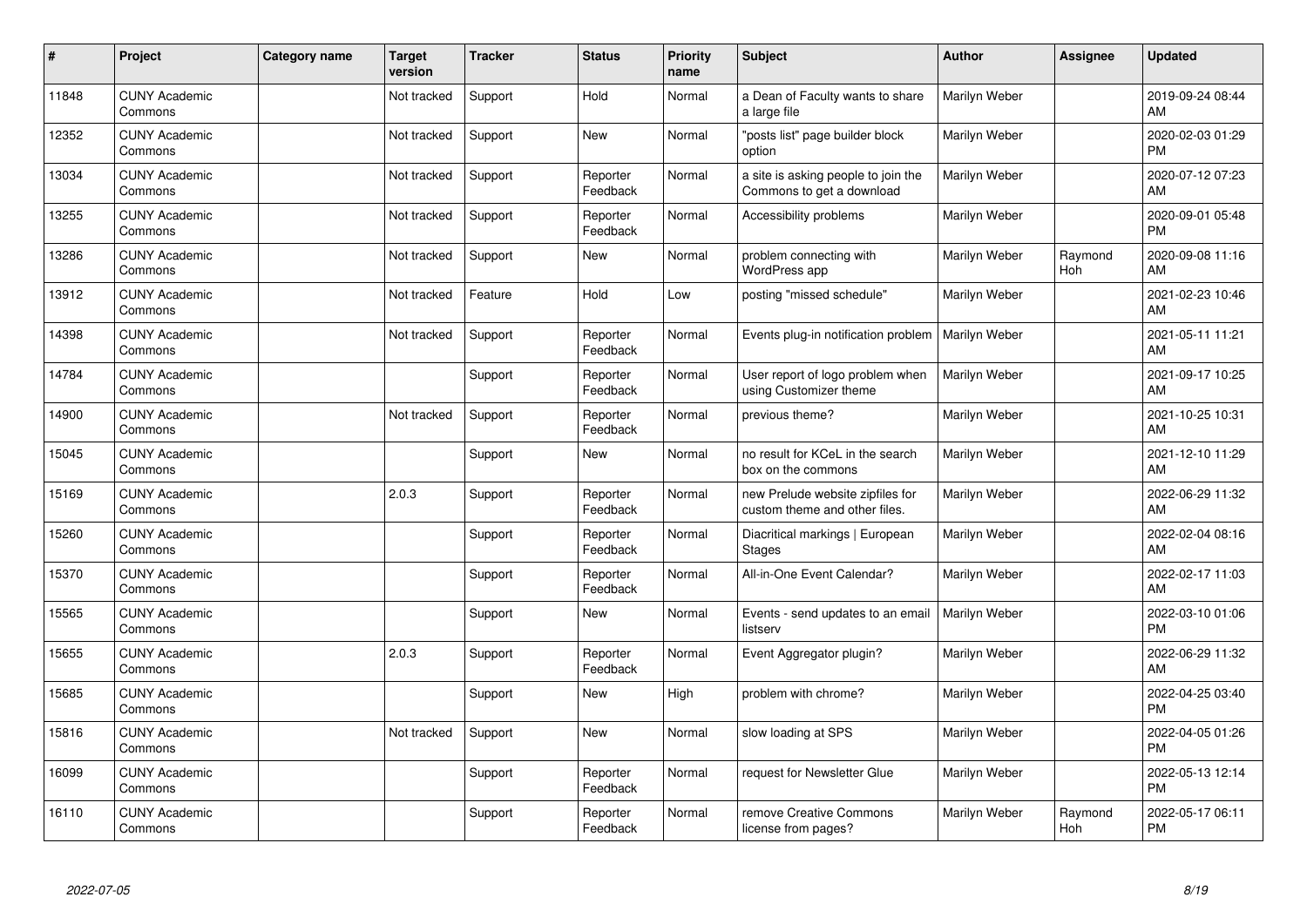| # | Project | Category name | Target version | Tracker | Status | Priority name | Subject | Author | Assignee | Updated |
|---|---|---|---|---|---|---|---|---|---|---|
| 11848 | CUNY Academic Commons | | Not tracked | Support | Hold | Normal | a Dean of Faculty wants to share a large file | Marilyn Weber | | 2019-09-24 08:44 AM |
| 12352 | CUNY Academic Commons | | Not tracked | Support | New | Normal | "posts list" page builder block option | Marilyn Weber | | 2020-02-03 01:29 PM |
| 13034 | CUNY Academic Commons | | Not tracked | Support | Reporter Feedback | Normal | a site is asking people to join the Commons to get a download | Marilyn Weber | | 2020-07-12 07:23 AM |
| 13255 | CUNY Academic Commons | | Not tracked | Support | Reporter Feedback | Normal | Accessibility problems | Marilyn Weber | | 2020-09-01 05:48 PM |
| 13286 | CUNY Academic Commons | | Not tracked | Support | New | Normal | problem connecting with WordPress app | Marilyn Weber | Raymond Hoh | 2020-09-08 11:16 AM |
| 13912 | CUNY Academic Commons | | Not tracked | Feature | Hold | Low | posting "missed schedule" | Marilyn Weber | | 2021-02-23 10:46 AM |
| 14398 | CUNY Academic Commons | | Not tracked | Support | Reporter Feedback | Normal | Events plug-in notification problem | Marilyn Weber | | 2021-05-11 11:21 AM |
| 14784 | CUNY Academic Commons | | | Support | Reporter Feedback | Normal | User report of logo problem when using Customizer theme | Marilyn Weber | | 2021-09-17 10:25 AM |
| 14900 | CUNY Academic Commons | | Not tracked | Support | Reporter Feedback | Normal | previous theme? | Marilyn Weber | | 2021-10-25 10:31 AM |
| 15045 | CUNY Academic Commons | | | Support | New | Normal | no result for KCeL in the search box on the commons | Marilyn Weber | | 2021-12-10 11:29 AM |
| 15169 | CUNY Academic Commons | | 2.0.3 | Support | Reporter Feedback | Normal | new Prelude website zipfiles for custom theme and other files. | Marilyn Weber | | 2022-06-29 11:32 AM |
| 15260 | CUNY Academic Commons | | | Support | Reporter Feedback | Normal | Diacritical markings \| European Stages | Marilyn Weber | | 2022-02-04 08:16 AM |
| 15370 | CUNY Academic Commons | | | Support | Reporter Feedback | Normal | All-in-One Event Calendar? | Marilyn Weber | | 2022-02-17 11:03 AM |
| 15565 | CUNY Academic Commons | | | Support | New | Normal | Events - send updates to an email listserv | Marilyn Weber | | 2022-03-10 01:06 PM |
| 15655 | CUNY Academic Commons | | 2.0.3 | Support | Reporter Feedback | Normal | Event Aggregator plugin? | Marilyn Weber | | 2022-06-29 11:32 AM |
| 15685 | CUNY Academic Commons | | | Support | New | High | problem with chrome? | Marilyn Weber | | 2022-04-25 03:40 PM |
| 15816 | CUNY Academic Commons | | Not tracked | Support | New | Normal | slow loading at SPS | Marilyn Weber | | 2022-04-05 01:26 PM |
| 16099 | CUNY Academic Commons | | | Support | Reporter Feedback | Normal | request for Newsletter Glue | Marilyn Weber | | 2022-05-13 12:14 PM |
| 16110 | CUNY Academic Commons | | | Support | Reporter Feedback | Normal | remove Creative Commons license from pages? | Marilyn Weber | Raymond Hoh | 2022-05-17 06:11 PM |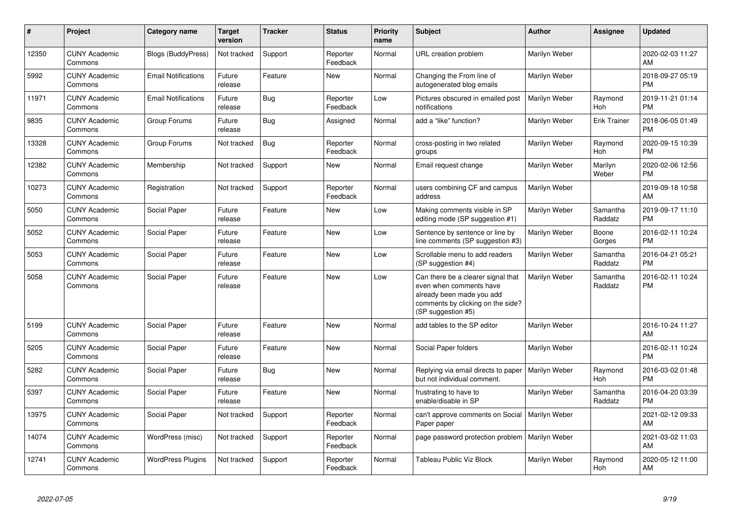| # | Project | Category name | Target version | Tracker | Status | Priority name | Subject | Author | Assignee | Updated |
|---|---|---|---|---|---|---|---|---|---|---|
| 12350 | CUNY Academic Commons | Blogs (BuddyPress) | Not tracked | Support | Reporter Feedback | Normal | URL creation problem | Marilyn Weber | | 2020-02-03 11:27 AM |
| 5992 | CUNY Academic Commons | Email Notifications | Future release | Feature | New | Normal | Changing the From line of autogenerated blog emails | Marilyn Weber | | 2018-09-27 05:19 PM |
| 11971 | CUNY Academic Commons | Email Notifications | Future release | Bug | Reporter Feedback | Low | Pictures obscured in emailed post notifications | Marilyn Weber | Raymond Hoh | 2019-11-21 01:14 PM |
| 9835 | CUNY Academic Commons | Group Forums | Future release | Bug | Assigned | Normal | add a "like" function? | Marilyn Weber | Erik Trainer | 2018-06-05 01:49 PM |
| 13328 | CUNY Academic Commons | Group Forums | Not tracked | Bug | Reporter Feedback | Normal | cross-posting in two related groups | Marilyn Weber | Raymond Hoh | 2020-09-15 10:39 PM |
| 12382 | CUNY Academic Commons | Membership | Not tracked | Support | New | Normal | Email request change | Marilyn Weber | Marilyn Weber | 2020-02-06 12:56 PM |
| 10273 | CUNY Academic Commons | Registration | Not tracked | Support | Reporter Feedback | Normal | users combining CF and campus address | Marilyn Weber | | 2019-09-18 10:58 AM |
| 5050 | CUNY Academic Commons | Social Paper | Future release | Feature | New | Low | Making comments visible in SP editing mode (SP suggestion #1) | Marilyn Weber | Samantha Raddatz | 2019-09-17 11:10 PM |
| 5052 | CUNY Academic Commons | Social Paper | Future release | Feature | New | Low | Sentence by sentence or line by line comments (SP suggestion #3) | Marilyn Weber | Boone Gorges | 2016-02-11 10:24 PM |
| 5053 | CUNY Academic Commons | Social Paper | Future release | Feature | New | Low | Scrollable menu to add readers (SP suggestion #4) | Marilyn Weber | Samantha Raddatz | 2016-04-21 05:21 PM |
| 5058 | CUNY Academic Commons | Social Paper | Future release | Feature | New | Low | Can there be a clearer signal that even when comments have already been made you add comments by clicking on the side? (SP suggestion #5) | Marilyn Weber | Samantha Raddatz | 2016-02-11 10:24 PM |
| 5199 | CUNY Academic Commons | Social Paper | Future release | Feature | New | Normal | add tables to the SP editor | Marilyn Weber | | 2016-10-24 11:27 AM |
| 5205 | CUNY Academic Commons | Social Paper | Future release | Feature | New | Normal | Social Paper folders | Marilyn Weber | | 2016-02-11 10:24 PM |
| 5282 | CUNY Academic Commons | Social Paper | Future release | Bug | New | Normal | Replying via email directs to paper but not individual comment. | Marilyn Weber | Raymond Hoh | 2016-03-02 01:48 PM |
| 5397 | CUNY Academic Commons | Social Paper | Future release | Feature | New | Normal | frustrating to have to enable/disable in SP | Marilyn Weber | Samantha Raddatz | 2016-04-20 03:39 PM |
| 13975 | CUNY Academic Commons | Social Paper | Not tracked | Support | Reporter Feedback | Normal | can't approve comments on Social Paper paper | Marilyn Weber | | 2021-02-12 09:33 AM |
| 14074 | CUNY Academic Commons | WordPress (misc) | Not tracked | Support | Reporter Feedback | Normal | page password protection problem | Marilyn Weber | | 2021-03-02 11:03 AM |
| 12741 | CUNY Academic Commons | WordPress Plugins | Not tracked | Support | Reporter Feedback | Normal | Tableau Public Viz Block | Marilyn Weber | Raymond Hoh | 2020-05-12 11:00 AM |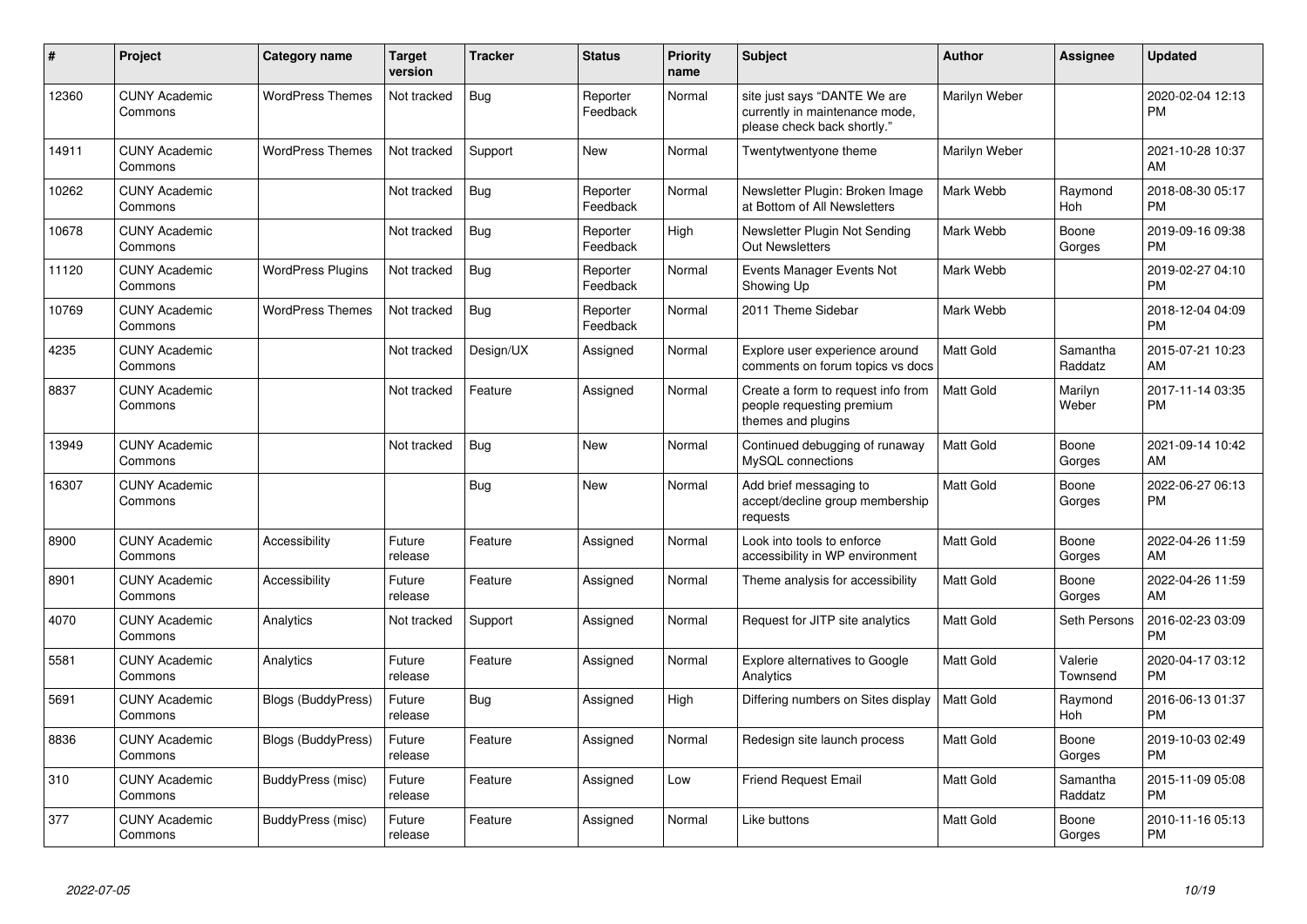| # | Project | Category name | Target version | Tracker | Status | Priority name | Subject | Author | Assignee | Updated |
|---|---|---|---|---|---|---|---|---|---|---|
| 12360 | CUNY Academic Commons | WordPress Themes | Not tracked | Bug | Reporter Feedback | Normal | site just says "DANTE We are currently in maintenance mode, please check back shortly." | Marilyn Weber | | 2020-02-04 12:13 PM |
| 14911 | CUNY Academic Commons | WordPress Themes | Not tracked | Support | New | Normal | Twentytwentyone theme | Marilyn Weber | | 2021-10-28 10:37 AM |
| 10262 | CUNY Academic Commons | | Not tracked | Bug | Reporter Feedback | Normal | Newsletter Plugin: Broken Image at Bottom of All Newsletters | Mark Webb | Raymond Hoh | 2018-08-30 05:17 PM |
| 10678 | CUNY Academic Commons | | Not tracked | Bug | Reporter Feedback | High | Newsletter Plugin Not Sending Out Newsletters | Mark Webb | Boone Gorges | 2019-09-16 09:38 PM |
| 11120 | CUNY Academic Commons | WordPress Plugins | Not tracked | Bug | Reporter Feedback | Normal | Events Manager Events Not Showing Up | Mark Webb | | 2019-02-27 04:10 PM |
| 10769 | CUNY Academic Commons | WordPress Themes | Not tracked | Bug | Reporter Feedback | Normal | 2011 Theme Sidebar | Mark Webb | | 2018-12-04 04:09 PM |
| 4235 | CUNY Academic Commons | | Not tracked | Design/UX | Assigned | Normal | Explore user experience around comments on forum topics vs docs | Matt Gold | Samantha Raddatz | 2015-07-21 10:23 AM |
| 8837 | CUNY Academic Commons | | Not tracked | Feature | Assigned | Normal | Create a form to request info from people requesting premium themes and plugins | Matt Gold | Marilyn Weber | 2017-11-14 03:35 PM |
| 13949 | CUNY Academic Commons | | Not tracked | Bug | New | Normal | Continued debugging of runaway MySQL connections | Matt Gold | Boone Gorges | 2021-09-14 10:42 AM |
| 16307 | CUNY Academic Commons | | | Bug | New | Normal | Add brief messaging to accept/decline group membership requests | Matt Gold | Boone Gorges | 2022-06-27 06:13 PM |
| 8900 | CUNY Academic Commons | Accessibility | Future release | Feature | Assigned | Normal | Look into tools to enforce accessibility in WP environment | Matt Gold | Boone Gorges | 2022-04-26 11:59 AM |
| 8901 | CUNY Academic Commons | Accessibility | Future release | Feature | Assigned | Normal | Theme analysis for accessibility | Matt Gold | Boone Gorges | 2022-04-26 11:59 AM |
| 4070 | CUNY Academic Commons | Analytics | Not tracked | Support | Assigned | Normal | Request for JITP site analytics | Matt Gold | Seth Persons | 2016-02-23 03:09 PM |
| 5581 | CUNY Academic Commons | Analytics | Future release | Feature | Assigned | Normal | Explore alternatives to Google Analytics | Matt Gold | Valerie Townsend | 2020-04-17 03:12 PM |
| 5691 | CUNY Academic Commons | Blogs (BuddyPress) | Future release | Bug | Assigned | High | Differing numbers on Sites display | Matt Gold | Raymond Hoh | 2016-06-13 01:37 PM |
| 8836 | CUNY Academic Commons | Blogs (BuddyPress) | Future release | Feature | Assigned | Normal | Redesign site launch process | Matt Gold | Boone Gorges | 2019-10-03 02:49 PM |
| 310 | CUNY Academic Commons | BuddyPress (misc) | Future release | Feature | Assigned | Low | Friend Request Email | Matt Gold | Samantha Raddatz | 2015-11-09 05:08 PM |
| 377 | CUNY Academic Commons | BuddyPress (misc) | Future release | Feature | Assigned | Normal | Like buttons | Matt Gold | Boone Gorges | 2010-11-16 05:13 PM |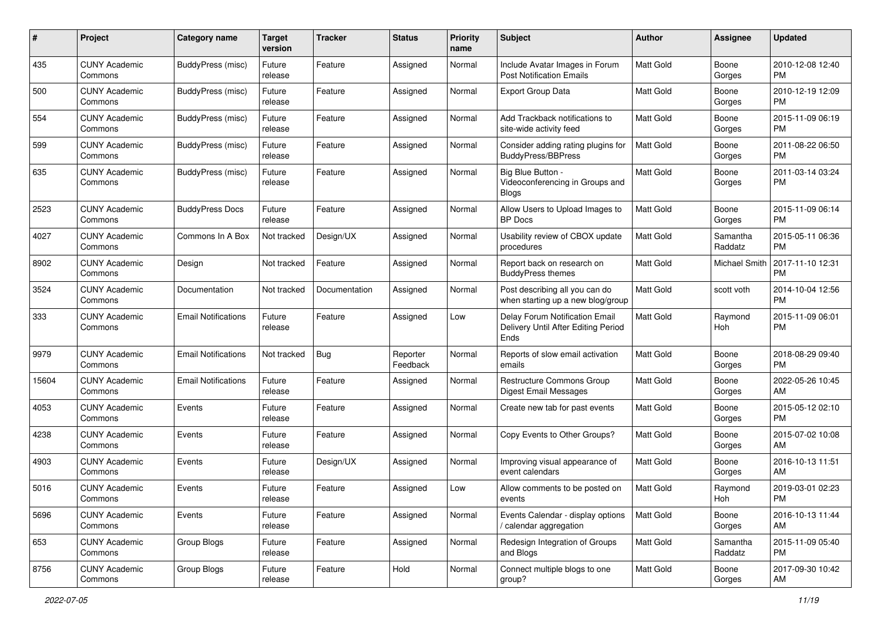| # | Project | Category name | Target version | Tracker | Status | Priority name | Subject | Author | Assignee | Updated |
|---|---|---|---|---|---|---|---|---|---|---|
| 435 | CUNY Academic Commons | BuddyPress (misc) | Future release | Feature | Assigned | Normal | Include Avatar Images in Forum Post Notification Emails | Matt Gold | Boone Gorges | 2010-12-08 12:40 PM |
| 500 | CUNY Academic Commons | BuddyPress (misc) | Future release | Feature | Assigned | Normal | Export Group Data | Matt Gold | Boone Gorges | 2010-12-19 12:09 PM |
| 554 | CUNY Academic Commons | BuddyPress (misc) | Future release | Feature | Assigned | Normal | Add Trackback notifications to site-wide activity feed | Matt Gold | Boone Gorges | 2015-11-09 06:19 PM |
| 599 | CUNY Academic Commons | BuddyPress (misc) | Future release | Feature | Assigned | Normal | Consider adding rating plugins for BuddyPress/BBPress | Matt Gold | Boone Gorges | 2011-08-22 06:50 PM |
| 635 | CUNY Academic Commons | BuddyPress (misc) | Future release | Feature | Assigned | Normal | Big Blue Button - Videoconferencing in Groups and Blogs | Matt Gold | Boone Gorges | 2011-03-14 03:24 PM |
| 2523 | CUNY Academic Commons | BuddyPress Docs | Future release | Feature | Assigned | Normal | Allow Users to Upload Images to BP Docs | Matt Gold | Boone Gorges | 2015-11-09 06:14 PM |
| 4027 | CUNY Academic Commons | Commons In A Box | Not tracked | Design/UX | Assigned | Normal | Usability review of CBOX update procedures | Matt Gold | Samantha Raddatz | 2015-05-11 06:36 PM |
| 8902 | CUNY Academic Commons | Design | Not tracked | Feature | Assigned | Normal | Report back on research on BuddyPress themes | Matt Gold | Michael Smith | 2017-11-10 12:31 PM |
| 3524 | CUNY Academic Commons | Documentation | Not tracked | Documentation | Assigned | Normal | Post describing all you can do when starting up a new blog/group | Matt Gold | scott voth | 2014-10-04 12:56 PM |
| 333 | CUNY Academic Commons | Email Notifications | Future release | Feature | Assigned | Low | Delay Forum Notification Email Delivery Until After Editing Period Ends | Matt Gold | Raymond Hoh | 2015-11-09 06:01 PM |
| 9979 | CUNY Academic Commons | Email Notifications | Not tracked | Bug | Reporter Feedback | Normal | Reports of slow email activation emails | Matt Gold | Boone Gorges | 2018-08-29 09:40 PM |
| 15604 | CUNY Academic Commons | Email Notifications | Future release | Feature | Assigned | Normal | Restructure Commons Group Digest Email Messages | Matt Gold | Boone Gorges | 2022-05-26 10:45 AM |
| 4053 | CUNY Academic Commons | Events | Future release | Feature | Assigned | Normal | Create new tab for past events | Matt Gold | Boone Gorges | 2015-05-12 02:10 PM |
| 4238 | CUNY Academic Commons | Events | Future release | Feature | Assigned | Normal | Copy Events to Other Groups? | Matt Gold | Boone Gorges | 2015-07-02 10:08 AM |
| 4903 | CUNY Academic Commons | Events | Future release | Design/UX | Assigned | Normal | Improving visual appearance of event calendars | Matt Gold | Boone Gorges | 2016-10-13 11:51 AM |
| 5016 | CUNY Academic Commons | Events | Future release | Feature | Assigned | Low | Allow comments to be posted on events | Matt Gold | Raymond Hoh | 2019-03-01 02:23 PM |
| 5696 | CUNY Academic Commons | Events | Future release | Feature | Assigned | Normal | Events Calendar - display options / calendar aggregation | Matt Gold | Boone Gorges | 2016-10-13 11:44 AM |
| 653 | CUNY Academic Commons | Group Blogs | Future release | Feature | Assigned | Normal | Redesign Integration of Groups and Blogs | Matt Gold | Samantha Raddatz | 2015-11-09 05:40 PM |
| 8756 | CUNY Academic Commons | Group Blogs | Future release | Feature | Hold | Normal | Connect multiple blogs to one group? | Matt Gold | Boone Gorges | 2017-09-30 10:42 AM |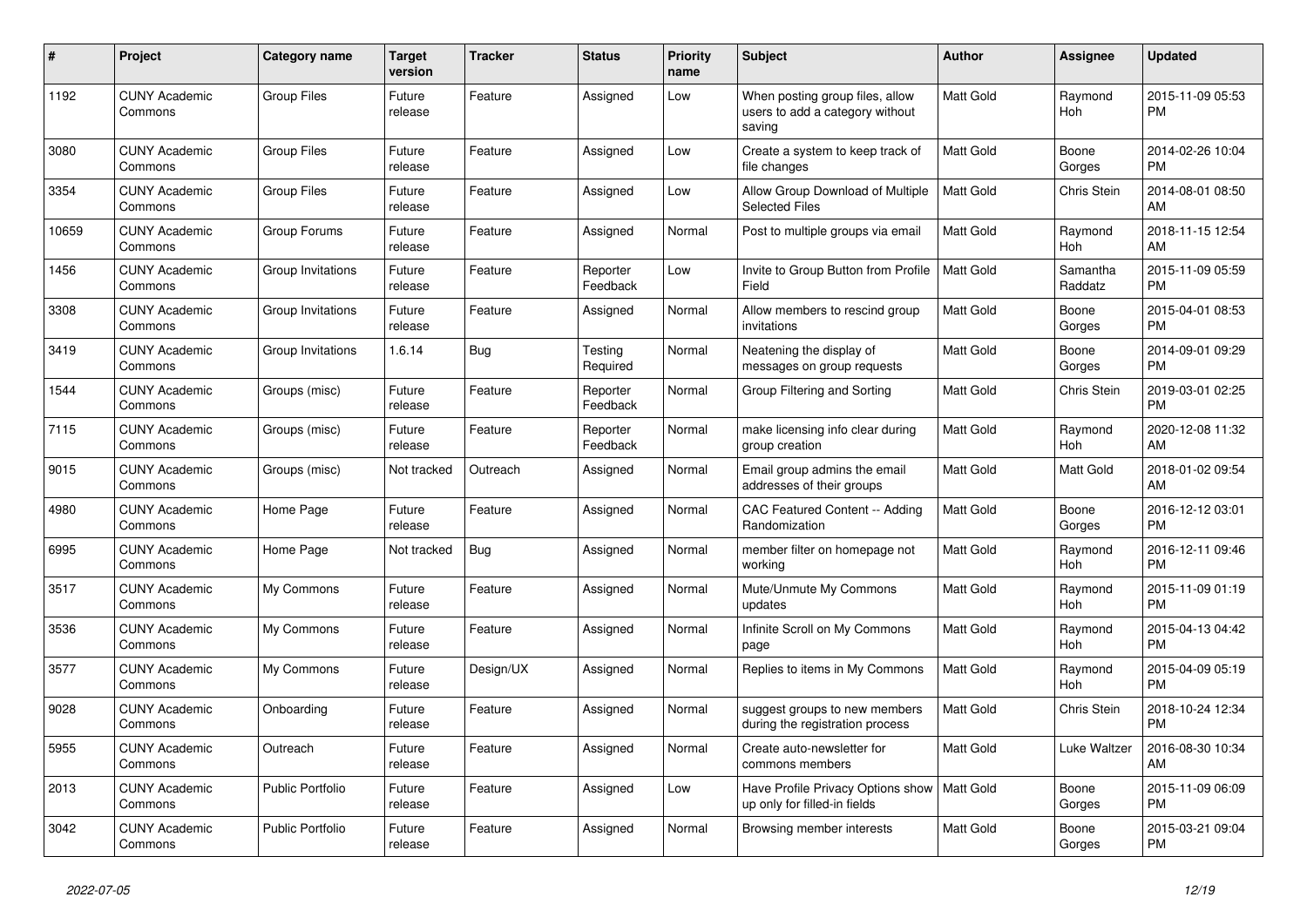| # | Project | Category name | Target version | Tracker | Status | Priority name | Subject | Author | Assignee | Updated |
|---|---|---|---|---|---|---|---|---|---|---|
| 1192 | CUNY Academic Commons | Group Files | Future release | Feature | Assigned | Low | When posting group files, allow users to add a category without saving | Matt Gold | Raymond Hoh | 2015-11-09 05:53 PM |
| 3080 | CUNY Academic Commons | Group Files | Future release | Feature | Assigned | Low | Create a system to keep track of file changes | Matt Gold | Boone Gorges | 2014-02-26 10:04 PM |
| 3354 | CUNY Academic Commons | Group Files | Future release | Feature | Assigned | Low | Allow Group Download of Multiple Selected Files | Matt Gold | Chris Stein | 2014-08-01 08:50 AM |
| 10659 | CUNY Academic Commons | Group Forums | Future release | Feature | Assigned | Normal | Post to multiple groups via email | Matt Gold | Raymond Hoh | 2018-11-15 12:54 AM |
| 1456 | CUNY Academic Commons | Group Invitations | Future release | Feature | Reporter Feedback | Low | Invite to Group Button from Profile Field | Matt Gold | Samantha Raddatz | 2015-11-09 05:59 PM |
| 3308 | CUNY Academic Commons | Group Invitations | Future release | Feature | Assigned | Normal | Allow members to rescind group invitations | Matt Gold | Boone Gorges | 2015-04-01 08:53 PM |
| 3419 | CUNY Academic Commons | Group Invitations | 1.6.14 | Bug | Testing Required | Normal | Neatening the display of messages on group requests | Matt Gold | Boone Gorges | 2014-09-01 09:29 PM |
| 1544 | CUNY Academic Commons | Groups (misc) | Future release | Feature | Reporter Feedback | Normal | Group Filtering and Sorting | Matt Gold | Chris Stein | 2019-03-01 02:25 PM |
| 7115 | CUNY Academic Commons | Groups (misc) | Future release | Feature | Reporter Feedback | Normal | make licensing info clear during group creation | Matt Gold | Raymond Hoh | 2020-12-08 11:32 AM |
| 9015 | CUNY Academic Commons | Groups (misc) | Not tracked | Outreach | Assigned | Normal | Email group admins the email addresses of their groups | Matt Gold | Matt Gold | 2018-01-02 09:54 AM |
| 4980 | CUNY Academic Commons | Home Page | Future release | Feature | Assigned | Normal | CAC Featured Content -- Adding Randomization | Matt Gold | Boone Gorges | 2016-12-12 03:01 PM |
| 6995 | CUNY Academic Commons | Home Page | Not tracked | Bug | Assigned | Normal | member filter on homepage not working | Matt Gold | Raymond Hoh | 2016-12-11 09:46 PM |
| 3517 | CUNY Academic Commons | My Commons | Future release | Feature | Assigned | Normal | Mute/Unmute My Commons updates | Matt Gold | Raymond Hoh | 2015-11-09 01:19 PM |
| 3536 | CUNY Academic Commons | My Commons | Future release | Feature | Assigned | Normal | Infinite Scroll on My Commons page | Matt Gold | Raymond Hoh | 2015-04-13 04:42 PM |
| 3577 | CUNY Academic Commons | My Commons | Future release | Design/UX | Assigned | Normal | Replies to items in My Commons | Matt Gold | Raymond Hoh | 2015-04-09 05:19 PM |
| 9028 | CUNY Academic Commons | Onboarding | Future release | Feature | Assigned | Normal | suggest groups to new members during the registration process | Matt Gold | Chris Stein | 2018-10-24 12:34 PM |
| 5955 | CUNY Academic Commons | Outreach | Future release | Feature | Assigned | Normal | Create auto-newsletter for commons members | Matt Gold | Luke Waltzer | 2016-08-30 10:34 AM |
| 2013 | CUNY Academic Commons | Public Portfolio | Future release | Feature | Assigned | Low | Have Profile Privacy Options show up only for filled-in fields | Matt Gold | Boone Gorges | 2015-11-09 06:09 PM |
| 3042 | CUNY Academic Commons | Public Portfolio | Future release | Feature | Assigned | Normal | Browsing member interests | Matt Gold | Boone Gorges | 2015-03-21 09:04 PM |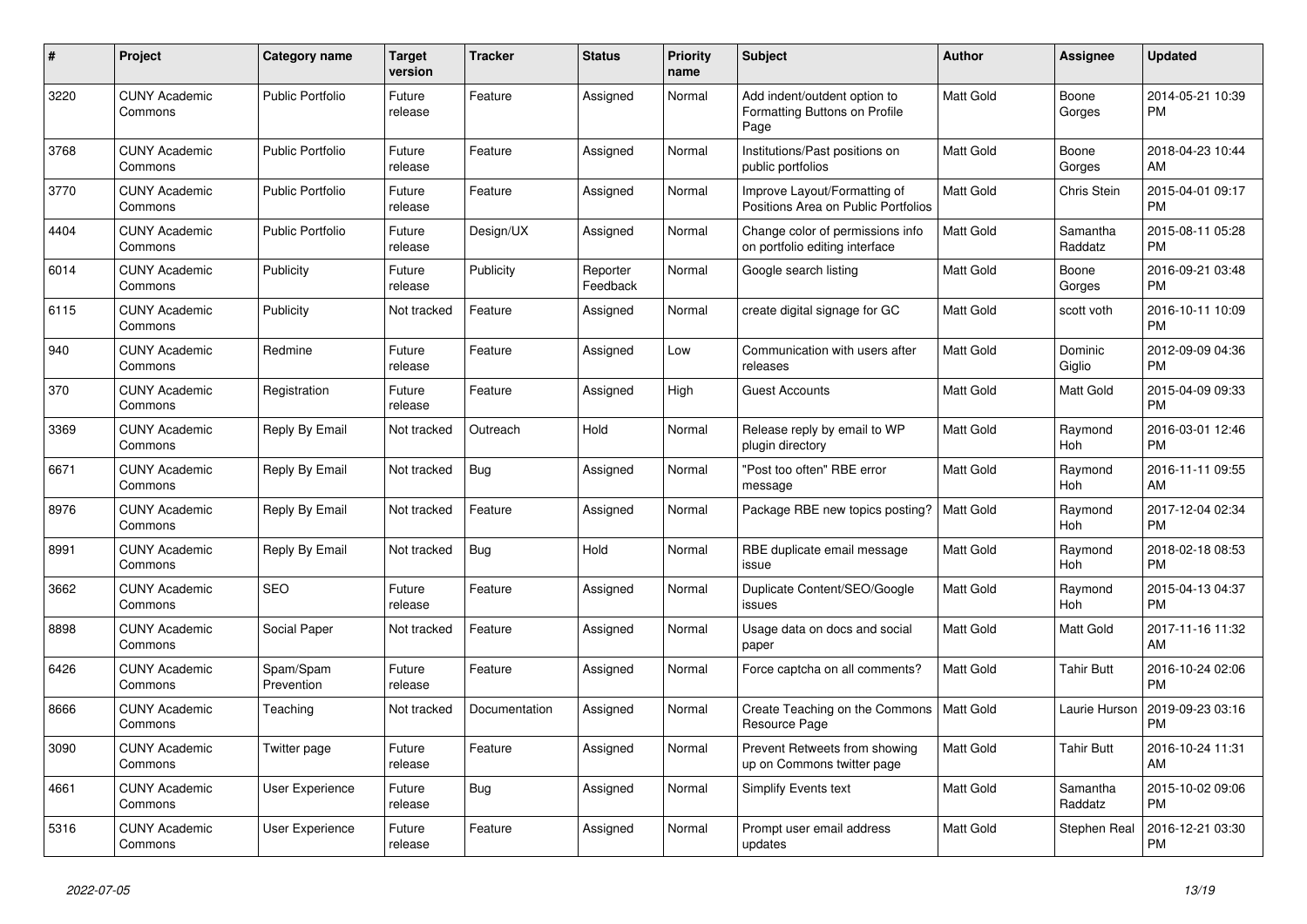| # | Project | Category name | Target version | Tracker | Status | Priority name | Subject | Author | Assignee | Updated |
|---|---|---|---|---|---|---|---|---|---|---|
| 3220 | CUNY Academic Commons | Public Portfolio | Future release | Feature | Assigned | Normal | Add indent/outdent option to Formatting Buttons on Profile Page | Matt Gold | Boone Gorges | 2014-05-21 10:39 PM |
| 3768 | CUNY Academic Commons | Public Portfolio | Future release | Feature | Assigned | Normal | Institutions/Past positions on public portfolios | Matt Gold | Boone Gorges | 2018-04-23 10:44 AM |
| 3770 | CUNY Academic Commons | Public Portfolio | Future release | Feature | Assigned | Normal | Improve Layout/Formatting of Positions Area on Public Portfolios | Matt Gold | Chris Stein | 2015-04-01 09:17 PM |
| 4404 | CUNY Academic Commons | Public Portfolio | Future release | Design/UX | Assigned | Normal | Change color of permissions info on portfolio editing interface | Matt Gold | Samantha Raddatz | 2015-08-11 05:28 PM |
| 6014 | CUNY Academic Commons | Publicity | Future release | Publicity | Reporter Feedback | Normal | Google search listing | Matt Gold | Boone Gorges | 2016-09-21 03:48 PM |
| 6115 | CUNY Academic Commons | Publicity | Not tracked | Feature | Assigned | Normal | create digital signage for GC | Matt Gold | scott voth | 2016-10-11 10:09 PM |
| 940 | CUNY Academic Commons | Redmine | Future release | Feature | Assigned | Low | Communication with users after releases | Matt Gold | Dominic Giglio | 2012-09-09 04:36 PM |
| 370 | CUNY Academic Commons | Registration | Future release | Feature | Assigned | High | Guest Accounts | Matt Gold | Matt Gold | 2015-04-09 09:33 PM |
| 3369 | CUNY Academic Commons | Reply By Email | Not tracked | Outreach | Hold | Normal | Release reply by email to WP plugin directory | Matt Gold | Raymond Hoh | 2016-03-01 12:46 PM |
| 6671 | CUNY Academic Commons | Reply By Email | Not tracked | Bug | Assigned | Normal | "Post too often" RBE error message | Matt Gold | Raymond Hoh | 2016-11-11 09:55 AM |
| 8976 | CUNY Academic Commons | Reply By Email | Not tracked | Feature | Assigned | Normal | Package RBE new topics posting? | Matt Gold | Raymond Hoh | 2017-12-04 02:34 PM |
| 8991 | CUNY Academic Commons | Reply By Email | Not tracked | Bug | Hold | Normal | RBE duplicate email message issue | Matt Gold | Raymond Hoh | 2018-02-18 08:53 PM |
| 3662 | CUNY Academic Commons | SEO | Future release | Feature | Assigned | Normal | Duplicate Content/SEO/Google issues | Matt Gold | Raymond Hoh | 2015-04-13 04:37 PM |
| 8898 | CUNY Academic Commons | Social Paper | Not tracked | Feature | Assigned | Normal | Usage data on docs and social paper | Matt Gold | Matt Gold | 2017-11-16 11:32 AM |
| 6426 | CUNY Academic Commons | Spam/Spam Prevention | Future release | Feature | Assigned | Normal | Force captcha on all comments? | Matt Gold | Tahir Butt | 2016-10-24 02:06 PM |
| 8666 | CUNY Academic Commons | Teaching | Not tracked | Documentation | Assigned | Normal | Create Teaching on the Commons Resource Page | Matt Gold | Laurie Hurson | 2019-09-23 03:16 PM |
| 3090 | CUNY Academic Commons | Twitter page | Future release | Feature | Assigned | Normal | Prevent Retweets from showing up on Commons twitter page | Matt Gold | Tahir Butt | 2016-10-24 11:31 AM |
| 4661 | CUNY Academic Commons | User Experience | Future release | Bug | Assigned | Normal | Simplify Events text | Matt Gold | Samantha Raddatz | 2015-10-02 09:06 PM |
| 5316 | CUNY Academic Commons | User Experience | Future release | Feature | Assigned | Normal | Prompt user email address updates | Matt Gold | Stephen Real | 2016-12-21 03:30 PM |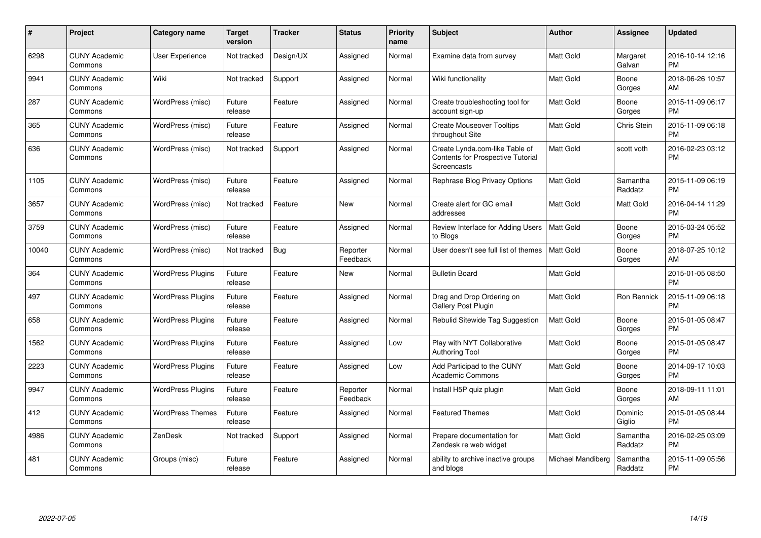| # | Project | Category name | Target version | Tracker | Status | Priority name | Subject | Author | Assignee | Updated |
|---|---|---|---|---|---|---|---|---|---|---|
| 6298 | CUNY Academic Commons | User Experience | Not tracked | Design/UX | Assigned | Normal | Examine data from survey | Matt Gold | Margaret Galvan | 2016-10-14 12:16 PM |
| 9941 | CUNY Academic Commons | Wiki | Not tracked | Support | Assigned | Normal | Wiki functionality | Matt Gold | Boone Gorges | 2018-06-26 10:57 AM |
| 287 | CUNY Academic Commons | WordPress (misc) | Future release | Feature | Assigned | Normal | Create troubleshooting tool for account sign-up | Matt Gold | Boone Gorges | 2015-11-09 06:17 PM |
| 365 | CUNY Academic Commons | WordPress (misc) | Future release | Feature | Assigned | Normal | Create Mouseover Tooltips throughout Site | Matt Gold | Chris Stein | 2015-11-09 06:18 PM |
| 636 | CUNY Academic Commons | WordPress (misc) | Not tracked | Support | Assigned | Normal | Create Lynda.com-like Table of Contents for Prospective Tutorial Screencasts | Matt Gold | scott voth | 2016-02-23 03:12 PM |
| 1105 | CUNY Academic Commons | WordPress (misc) | Future release | Feature | Assigned | Normal | Rephrase Blog Privacy Options | Matt Gold | Samantha Raddatz | 2015-11-09 06:19 PM |
| 3657 | CUNY Academic Commons | WordPress (misc) | Not tracked | Feature | New | Normal | Create alert for GC email addresses | Matt Gold | Matt Gold | 2016-04-14 11:29 PM |
| 3759 | CUNY Academic Commons | WordPress (misc) | Future release | Feature | Assigned | Normal | Review Interface for Adding Users to Blogs | Matt Gold | Boone Gorges | 2015-03-24 05:52 PM |
| 10040 | CUNY Academic Commons | WordPress (misc) | Not tracked | Bug | Reporter Feedback | Normal | User doesn't see full list of themes | Matt Gold | Boone Gorges | 2018-07-25 10:12 AM |
| 364 | CUNY Academic Commons | WordPress Plugins | Future release | Feature | New | Normal | Bulletin Board | Matt Gold | | 2015-01-05 08:50 PM |
| 497 | CUNY Academic Commons | WordPress Plugins | Future release | Feature | Assigned | Normal | Drag and Drop Ordering on Gallery Post Plugin | Matt Gold | Ron Rennick | 2015-11-09 06:18 PM |
| 658 | CUNY Academic Commons | WordPress Plugins | Future release | Feature | Assigned | Normal | Rebulid Sitewide Tag Suggestion | Matt Gold | Boone Gorges | 2015-01-05 08:47 PM |
| 1562 | CUNY Academic Commons | WordPress Plugins | Future release | Feature | Assigned | Low | Play with NYT Collaborative Authoring Tool | Matt Gold | Boone Gorges | 2015-01-05 08:47 PM |
| 2223 | CUNY Academic Commons | WordPress Plugins | Future release | Feature | Assigned | Low | Add Participad to the CUNY Academic Commons | Matt Gold | Boone Gorges | 2014-09-17 10:03 PM |
| 9947 | CUNY Academic Commons | WordPress Plugins | Future release | Feature | Reporter Feedback | Normal | Install H5P quiz plugin | Matt Gold | Boone Gorges | 2018-09-11 11:01 AM |
| 412 | CUNY Academic Commons | WordPress Themes | Future release | Feature | Assigned | Normal | Featured Themes | Matt Gold | Dominic Giglio | 2015-01-05 08:44 PM |
| 4986 | CUNY Academic Commons | ZenDesk | Not tracked | Support | Assigned | Normal | Prepare documentation for Zendesk re web widget | Matt Gold | Samantha Raddatz | 2016-02-25 03:09 PM |
| 481 | CUNY Academic Commons | Groups (misc) | Future release | Feature | Assigned | Normal | ability to archive inactive groups and blogs | Michael Mandiberg | Samantha Raddatz | 2015-11-09 05:56 PM |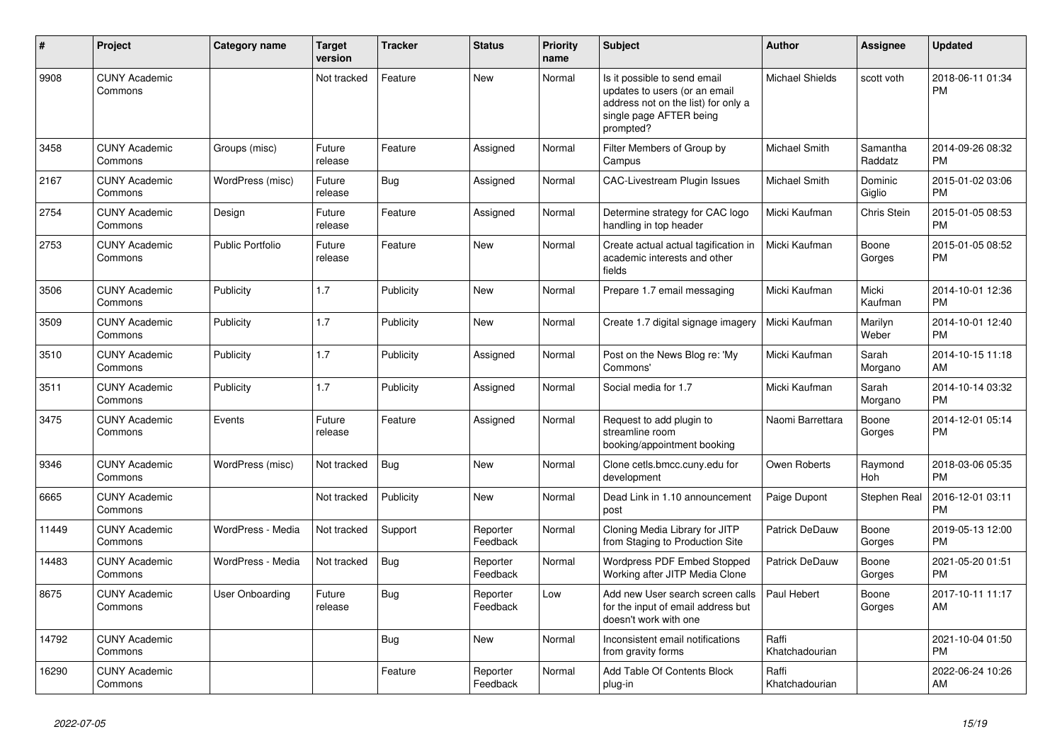| # | Project | Category name | Target version | Tracker | Status | Priority name | Subject | Author | Assignee | Updated |
|---|---|---|---|---|---|---|---|---|---|---|
| 9908 | CUNY Academic Commons | | Not tracked | Feature | New | Normal | Is it possible to send email updates to users (or an email address not on the list) for only a single page AFTER being prompted? | Michael Shields | scott voth | 2018-06-11 01:34 PM |
| 3458 | CUNY Academic Commons | Groups (misc) | Future release | Feature | Assigned | Normal | Filter Members of Group by Campus | Michael Smith | Samantha Raddatz | 2014-09-26 08:32 PM |
| 2167 | CUNY Academic Commons | WordPress (misc) | Future release | Bug | Assigned | Normal | CAC-Livestream Plugin Issues | Michael Smith | Dominic Giglio | 2015-01-02 03:06 PM |
| 2754 | CUNY Academic Commons | Design | Future release | Feature | Assigned | Normal | Determine strategy for CAC logo handling in top header | Micki Kaufman | Chris Stein | 2015-01-05 08:53 PM |
| 2753 | CUNY Academic Commons | Public Portfolio | Future release | Feature | New | Normal | Create actual actual tagification in academic interests and other fields | Micki Kaufman | Boone Gorges | 2015-01-05 08:52 PM |
| 3506 | CUNY Academic Commons | Publicity | 1.7 | Publicity | New | Normal | Prepare 1.7 email messaging | Micki Kaufman | Micki Kaufman | 2014-10-01 12:36 PM |
| 3509 | CUNY Academic Commons | Publicity | 1.7 | Publicity | New | Normal | Create 1.7 digital signage imagery | Micki Kaufman | Marilyn Weber | 2014-10-01 12:40 PM |
| 3510 | CUNY Academic Commons | Publicity | 1.7 | Publicity | Assigned | Normal | Post on the News Blog re: 'My Commons' | Micki Kaufman | Sarah Morgano | 2014-10-15 11:18 AM |
| 3511 | CUNY Academic Commons | Publicity | 1.7 | Publicity | Assigned | Normal | Social media for 1.7 | Micki Kaufman | Sarah Morgano | 2014-10-14 03:32 PM |
| 3475 | CUNY Academic Commons | Events | Future release | Feature | Assigned | Normal | Request to add plugin to streamline room booking/appointment booking | Naomi Barrettara | Boone Gorges | 2014-12-01 05:14 PM |
| 9346 | CUNY Academic Commons | WordPress (misc) | Not tracked | Bug | New | Normal | Clone cetls.bmcc.cuny.edu for development | Owen Roberts | Raymond Hoh | 2018-03-06 05:35 PM |
| 6665 | CUNY Academic Commons | | Not tracked | Publicity | New | Normal | Dead Link in 1.10 announcement post | Paige Dupont | Stephen Real | 2016-12-01 03:11 PM |
| 11449 | CUNY Academic Commons | WordPress - Media | Not tracked | Support | Reporter Feedback | Normal | Cloning Media Library for JITP from Staging to Production Site | Patrick DeDauw | Boone Gorges | 2019-05-13 12:00 PM |
| 14483 | CUNY Academic Commons | WordPress - Media | Not tracked | Bug | Reporter Feedback | Normal | Wordpress PDF Embed Stopped Working after JITP Media Clone | Patrick DeDauw | Boone Gorges | 2021-05-20 01:51 PM |
| 8675 | CUNY Academic Commons | User Onboarding | Future release | Bug | Reporter Feedback | Low | Add new User search screen calls for the input of email address but doesn't work with one | Paul Hebert | Boone Gorges | 2017-10-11 11:17 AM |
| 14792 | CUNY Academic Commons | | | Bug | New | Normal | Inconsistent email notifications from gravity forms | Raffi Khatchadourian | | 2021-10-04 01:50 PM |
| 16290 | CUNY Academic Commons | | | Feature | Reporter Feedback | Normal | Add Table Of Contents Block plug-in | Raffi Khatchadourian | | 2022-06-24 10:26 AM |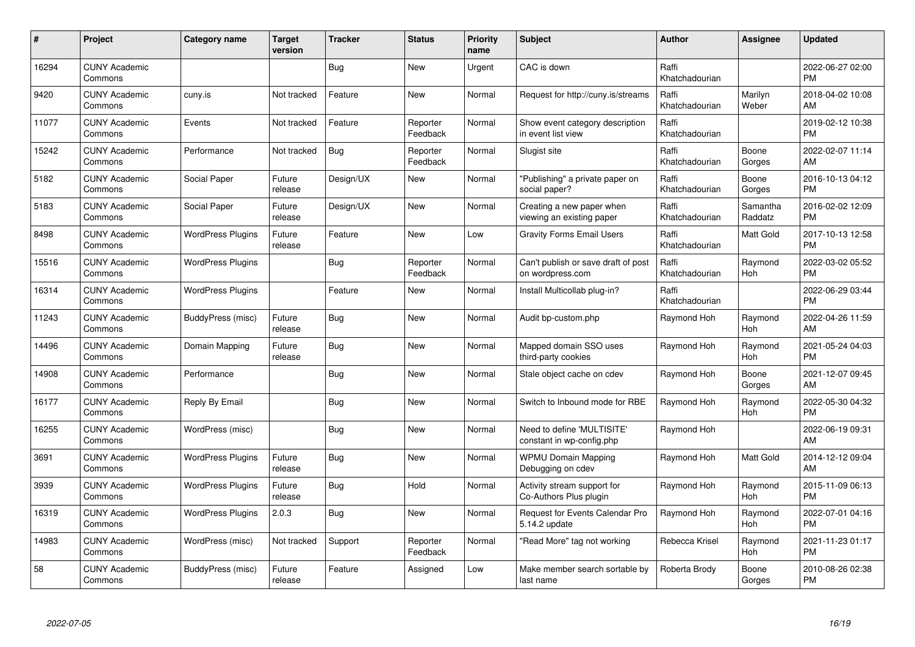| # | Project | Category name | Target version | Tracker | Status | Priority name | Subject | Author | Assignee | Updated |
|---|---|---|---|---|---|---|---|---|---|---|
| 16294 | CUNY Academic Commons | | | Bug | New | Urgent | CAC is down | Raffi Khatchadourian | | 2022-06-27 02:00 PM |
| 9420 | CUNY Academic Commons | cuny.is | Not tracked | Feature | New | Normal | Request for http://cuny.is/streams | Raffi Khatchadourian | Marilyn Weber | 2018-04-02 10:08 AM |
| 11077 | CUNY Academic Commons | Events | Not tracked | Feature | Reporter Feedback | Normal | Show event category description in event list view | Raffi Khatchadourian | | 2019-02-12 10:38 PM |
| 15242 | CUNY Academic Commons | Performance | Not tracked | Bug | Reporter Feedback | Normal | Slugist site | Raffi Khatchadourian | Boone Gorges | 2022-02-07 11:14 AM |
| 5182 | CUNY Academic Commons | Social Paper | Future release | Design/UX | New | Normal | "Publishing" a private paper on social paper? | Raffi Khatchadourian | Boone Gorges | 2016-10-13 04:12 PM |
| 5183 | CUNY Academic Commons | Social Paper | Future release | Design/UX | New | Normal | Creating a new paper when viewing an existing paper | Raffi Khatchadourian | Samantha Raddatz | 2016-02-02 12:09 PM |
| 8498 | CUNY Academic Commons | WordPress Plugins | Future release | Feature | New | Low | Gravity Forms Email Users | Raffi Khatchadourian | Matt Gold | 2017-10-13 12:58 PM |
| 15516 | CUNY Academic Commons | WordPress Plugins | | Bug | Reporter Feedback | Normal | Can't publish or save draft of post on wordpress.com | Raffi Khatchadourian | Raymond Hoh | 2022-03-02 05:52 PM |
| 16314 | CUNY Academic Commons | WordPress Plugins | | Feature | New | Normal | Install Multicollab plug-in? | Raffi Khatchadourian | | 2022-06-29 03:44 PM |
| 11243 | CUNY Academic Commons | BuddyPress (misc) | Future release | Bug | New | Normal | Audit bp-custom.php | Raymond Hoh | Raymond Hoh | 2022-04-26 11:59 AM |
| 14496 | CUNY Academic Commons | Domain Mapping | Future release | Bug | New | Normal | Mapped domain SSO uses third-party cookies | Raymond Hoh | Raymond Hoh | 2021-05-24 04:03 PM |
| 14908 | CUNY Academic Commons | Performance | | Bug | New | Normal | Stale object cache on cdev | Raymond Hoh | Boone Gorges | 2021-12-07 09:45 AM |
| 16177 | CUNY Academic Commons | Reply By Email | | Bug | New | Normal | Switch to Inbound mode for RBE | Raymond Hoh | Raymond Hoh | 2022-05-30 04:32 PM |
| 16255 | CUNY Academic Commons | WordPress (misc) | | Bug | New | Normal | Need to define 'MULTISITE' constant in wp-config.php | Raymond Hoh | | 2022-06-19 09:31 AM |
| 3691 | CUNY Academic Commons | WordPress Plugins | Future release | Bug | New | Normal | WPMU Domain Mapping Debugging on cdev | Raymond Hoh | Matt Gold | 2014-12-12 09:04 AM |
| 3939 | CUNY Academic Commons | WordPress Plugins | Future release | Bug | Hold | Normal | Activity stream support for Co-Authors Plus plugin | Raymond Hoh | Raymond Hoh | 2015-11-09 06:13 PM |
| 16319 | CUNY Academic Commons | WordPress Plugins | 2.0.3 | Bug | New | Normal | Request for Events Calendar Pro 5.14.2 update | Raymond Hoh | Raymond Hoh | 2022-07-01 04:16 PM |
| 14983 | CUNY Academic Commons | WordPress (misc) | Not tracked | Support | Reporter Feedback | Normal | "Read More" tag not working | Rebecca Krisel | Raymond Hoh | 2021-11-23 01:17 PM |
| 58 | CUNY Academic Commons | BuddyPress (misc) | Future release | Feature | Assigned | Low | Make member search sortable by last name | Roberta Brody | Boone Gorges | 2010-08-26 02:38 PM |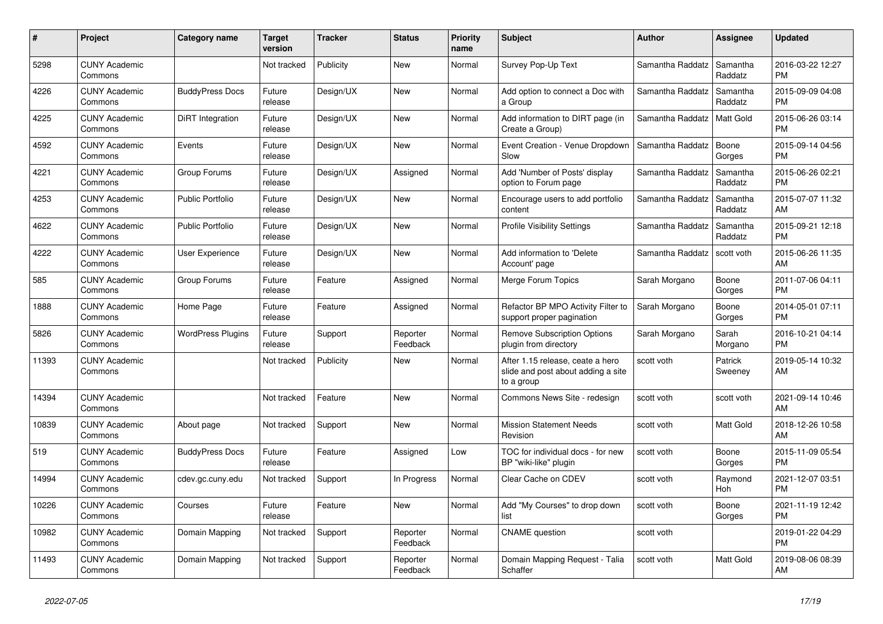| # | Project | Category name | Target version | Tracker | Status | Priority name | Subject | Author | Assignee | Updated |
|---|---|---|---|---|---|---|---|---|---|---|
| 5298 | CUNY Academic Commons | | Not tracked | Publicity | New | Normal | Survey Pop-Up Text | Samantha Raddatz | Samantha Raddatz | 2016-03-22 12:27 PM |
| 4226 | CUNY Academic Commons | BuddyPress Docs | Future release | Design/UX | New | Normal | Add option to connect a Doc with a Group | Samantha Raddatz | Samantha Raddatz | 2015-09-09 04:08 PM |
| 4225 | CUNY Academic Commons | DiRT Integration | Future release | Design/UX | New | Normal | Add information to DIRT page (in Create a Group) | Samantha Raddatz | Matt Gold | 2015-06-26 03:14 PM |
| 4592 | CUNY Academic Commons | Events | Future release | Design/UX | New | Normal | Event Creation - Venue Dropdown Slow | Samantha Raddatz | Boone Gorges | 2015-09-14 04:56 PM |
| 4221 | CUNY Academic Commons | Group Forums | Future release | Design/UX | Assigned | Normal | Add 'Number of Posts' display option to Forum page | Samantha Raddatz | Samantha Raddatz | 2015-06-26 02:21 PM |
| 4253 | CUNY Academic Commons | Public Portfolio | Future release | Design/UX | New | Normal | Encourage users to add portfolio content | Samantha Raddatz | Samantha Raddatz | 2015-07-07 11:32 AM |
| 4622 | CUNY Academic Commons | Public Portfolio | Future release | Design/UX | New | Normal | Profile Visibility Settings | Samantha Raddatz | Samantha Raddatz | 2015-09-21 12:18 PM |
| 4222 | CUNY Academic Commons | User Experience | Future release | Design/UX | New | Normal | Add information to 'Delete Account' page | Samantha Raddatz | scott voth | 2015-06-26 11:35 AM |
| 585 | CUNY Academic Commons | Group Forums | Future release | Feature | Assigned | Normal | Merge Forum Topics | Sarah Morgano | Boone Gorges | 2011-07-06 04:11 PM |
| 1888 | CUNY Academic Commons | Home Page | Future release | Feature | Assigned | Normal | Refactor BP MPO Activity Filter to support proper pagination | Sarah Morgano | Boone Gorges | 2014-05-01 07:11 PM |
| 5826 | CUNY Academic Commons | WordPress Plugins | Future release | Support | Reporter Feedback | Normal | Remove Subscription Options plugin from directory | Sarah Morgano | Sarah Morgano | 2016-10-21 04:14 PM |
| 11393 | CUNY Academic Commons | | Not tracked | Publicity | New | Normal | After 1.15 release, ceate a hero slide and post about adding a site to a group | scott voth | Patrick Sweeney | 2019-05-14 10:32 AM |
| 14394 | CUNY Academic Commons | | Not tracked | Feature | New | Normal | Commons News Site - redesign | scott voth | scott voth | 2021-09-14 10:46 AM |
| 10839 | CUNY Academic Commons | About page | Not tracked | Support | New | Normal | Mission Statement Needs Revision | scott voth | Matt Gold | 2018-12-26 10:58 AM |
| 519 | CUNY Academic Commons | BuddyPress Docs | Future release | Feature | Assigned | Low | TOC for individual docs - for new BP "wiki-like" plugin | scott voth | Boone Gorges | 2015-11-09 05:54 PM |
| 14994 | CUNY Academic Commons | cdev.gc.cuny.edu | Not tracked | Support | In Progress | Normal | Clear Cache on CDEV | scott voth | Raymond Hoh | 2021-12-07 03:51 PM |
| 10226 | CUNY Academic Commons | Courses | Future release | Feature | New | Normal | Add "My Courses" to drop down list | scott voth | Boone Gorges | 2021-11-19 12:42 PM |
| 10982 | CUNY Academic Commons | Domain Mapping | Not tracked | Support | Reporter Feedback | Normal | CNAME question | scott voth | | 2019-01-22 04:29 PM |
| 11493 | CUNY Academic Commons | Domain Mapping | Not tracked | Support | Reporter Feedback | Normal | Domain Mapping Request - Talia Schaffer | scott voth | Matt Gold | 2019-08-06 08:39 AM |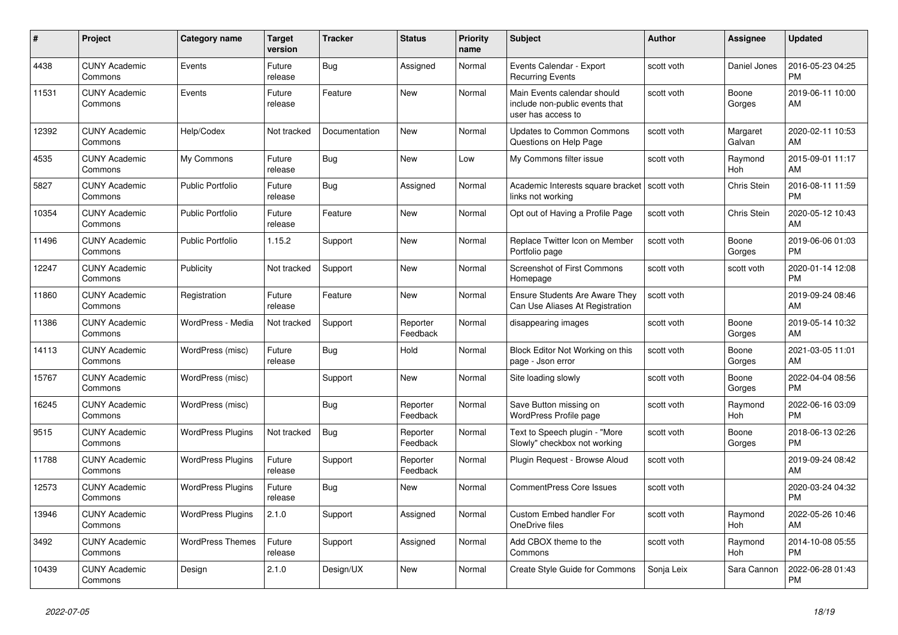| # | Project | Category name | Target version | Tracker | Status | Priority name | Subject | Author | Assignee | Updated |
|---|---|---|---|---|---|---|---|---|---|---|
| 4438 | CUNY Academic Commons | Events | Future release | Bug | Assigned | Normal | Events Calendar - Export Recurring Events | scott voth | Daniel Jones | 2016-05-23 04:25 PM |
| 11531 | CUNY Academic Commons | Events | Future release | Feature | New | Normal | Main Events calendar should include non-public events that user has access to | scott voth | Boone Gorges | 2019-06-11 10:00 AM |
| 12392 | CUNY Academic Commons | Help/Codex | Not tracked | Documentation | New | Normal | Updates to Common Commons Questions on Help Page | scott voth | Margaret Galvan | 2020-02-11 10:53 AM |
| 4535 | CUNY Academic Commons | My Commons | Future release | Bug | New | Low | My Commons filter issue | scott voth | Raymond Hoh | 2015-09-01 11:17 AM |
| 5827 | CUNY Academic Commons | Public Portfolio | Future release | Bug | Assigned | Normal | Academic Interests square bracket links not working | scott voth | Chris Stein | 2016-08-11 11:59 PM |
| 10354 | CUNY Academic Commons | Public Portfolio | Future release | Feature | New | Normal | Opt out of Having a Profile Page | scott voth | Chris Stein | 2020-05-12 10:43 AM |
| 11496 | CUNY Academic Commons | Public Portfolio | 1.15.2 | Support | New | Normal | Replace Twitter Icon on Member Portfolio page | scott voth | Boone Gorges | 2019-06-06 01:03 PM |
| 12247 | CUNY Academic Commons | Publicity | Not tracked | Support | New | Normal | Screenshot of First Commons Homepage | scott voth | scott voth | 2020-01-14 12:08 PM |
| 11860 | CUNY Academic Commons | Registration | Future release | Feature | New | Normal | Ensure Students Are Aware They Can Use Aliases At Registration | scott voth | | 2019-09-24 08:46 AM |
| 11386 | CUNY Academic Commons | WordPress - Media | Not tracked | Support | Reporter Feedback | Normal | disappearing images | scott voth | Boone Gorges | 2019-05-14 10:32 AM |
| 14113 | CUNY Academic Commons | WordPress (misc) | Future release | Bug | Hold | Normal | Block Editor Not Working on this page - Json error | scott voth | Boone Gorges | 2021-03-05 11:01 AM |
| 15767 | CUNY Academic Commons | WordPress (misc) | | Support | New | Normal | Site loading slowly | scott voth | Boone Gorges | 2022-04-04 08:56 PM |
| 16245 | CUNY Academic Commons | WordPress (misc) | | Bug | Reporter Feedback | Normal | Save Button missing on WordPress Profile page | scott voth | Raymond Hoh | 2022-06-16 03:09 PM |
| 9515 | CUNY Academic Commons | WordPress Plugins | Not tracked | Bug | Reporter Feedback | Normal | Text to Speech plugin - "More Slowly" checkbox not working | scott voth | Boone Gorges | 2018-06-13 02:26 PM |
| 11788 | CUNY Academic Commons | WordPress Plugins | Future release | Support | Reporter Feedback | Normal | Plugin Request - Browse Aloud | scott voth | | 2019-09-24 08:42 AM |
| 12573 | CUNY Academic Commons | WordPress Plugins | Future release | Bug | New | Normal | CommentPress Core Issues | scott voth | | 2020-03-24 04:32 PM |
| 13946 | CUNY Academic Commons | WordPress Plugins | 2.1.0 | Support | Assigned | Normal | Custom Embed handler For OneDrive files | scott voth | Raymond Hoh | 2022-05-26 10:46 AM |
| 3492 | CUNY Academic Commons | WordPress Themes | Future release | Support | Assigned | Normal | Add CBOX theme to the Commons | scott voth | Raymond Hoh | 2014-10-08 05:55 PM |
| 10439 | CUNY Academic Commons | Design | 2.1.0 | Design/UX | New | Normal | Create Style Guide for Commons | Sonja Leix | Sara Cannon | 2022-06-28 01:43 PM |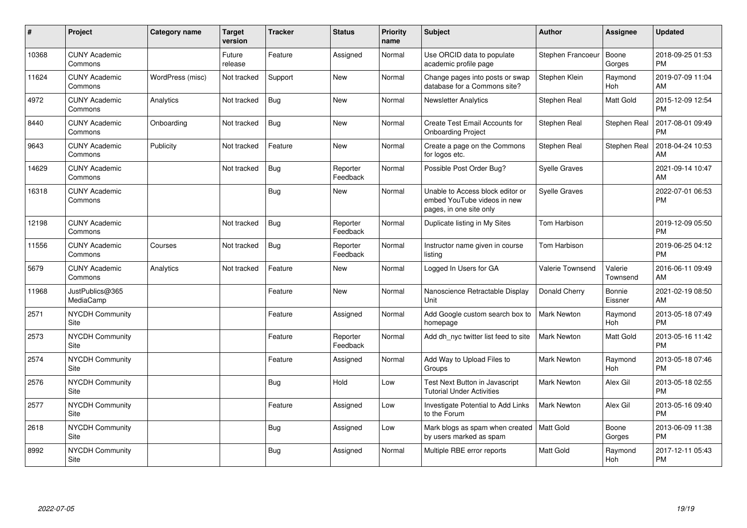| # | Project | Category name | Target version | Tracker | Status | Priority name | Subject | Author | Assignee | Updated |
|---|---|---|---|---|---|---|---|---|---|---|
| 10368 | CUNY Academic Commons | | Future release | Feature | Assigned | Normal | Use ORCID data to populate academic profile page | Stephen Francoeur | Boone Gorges | 2018-09-25 01:53 PM |
| 11624 | CUNY Academic Commons | WordPress (misc) | Not tracked | Support | New | Normal | Change pages into posts or swap database for a Commons site? | Stephen Klein | Raymond Hoh | 2019-07-09 11:04 AM |
| 4972 | CUNY Academic Commons | Analytics | Not tracked | Bug | New | Normal | Newsletter Analytics | Stephen Real | Matt Gold | 2015-12-09 12:54 PM |
| 8440 | CUNY Academic Commons | Onboarding | Not tracked | Bug | New | Normal | Create Test Email Accounts for Onboarding Project | Stephen Real | Stephen Real | 2017-08-01 09:49 PM |
| 9643 | CUNY Academic Commons | Publicity | Not tracked | Feature | New | Normal | Create a page on the Commons for logos etc. | Stephen Real | Stephen Real | 2018-04-24 10:53 AM |
| 14629 | CUNY Academic Commons | | Not tracked | Bug | Reporter Feedback | Normal | Possible Post Order Bug? | Syelle Graves | | 2021-09-14 10:47 AM |
| 16318 | CUNY Academic Commons | | | Bug | New | Normal | Unable to Access block editor or embed YouTube videos in new pages, in one site only | Syelle Graves | | 2022-07-01 06:53 PM |
| 12198 | CUNY Academic Commons | | Not tracked | Bug | Reporter Feedback | Normal | Duplicate listing in My Sites | Tom Harbison | | 2019-12-09 05:50 PM |
| 11556 | CUNY Academic Commons | Courses | Not tracked | Bug | Reporter Feedback | Normal | Instructor name given in course listing | Tom Harbison | | 2019-06-25 04:12 PM |
| 5679 | CUNY Academic Commons | Analytics | Not tracked | Feature | New | Normal | Logged In Users for GA | Valerie Townsend | Valerie Townsend | 2016-06-11 09:49 AM |
| 11968 | JustPublics@365 MediaCamp | | | Feature | New | Normal | Nanoscience Retractable Display Unit | Donald Cherry | Bonnie Eissner | 2021-02-19 08:50 AM |
| 2571 | NYCDH Community Site | | | Feature | Assigned | Normal | Add Google custom search box to homepage | Mark Newton | Raymond Hoh | 2013-05-18 07:49 PM |
| 2573 | NYCDH Community Site | | | Feature | Reporter Feedback | Normal | Add dh_nyc twitter list feed to site | Mark Newton | Matt Gold | 2013-05-16 11:42 PM |
| 2574 | NYCDH Community Site | | | Feature | Assigned | Normal | Add Way to Upload Files to Groups | Mark Newton | Raymond Hoh | 2013-05-18 07:46 PM |
| 2576 | NYCDH Community Site | | | Bug | Hold | Low | Test Next Button in Javascript Tutorial Under Activities | Mark Newton | Alex Gil | 2013-05-18 02:55 PM |
| 2577 | NYCDH Community Site | | | Feature | Assigned | Low | Investigate Potential to Add Links to the Forum | Mark Newton | Alex Gil | 2013-05-16 09:40 PM |
| 2618 | NYCDH Community Site | | | Bug | Assigned | Low | Mark blogs as spam when created by users marked as spam | Matt Gold | Boone Gorges | 2013-06-09 11:38 PM |
| 8992 | NYCDH Community Site | | | Bug | Assigned | Normal | Multiple RBE error reports | Matt Gold | Raymond Hoh | 2017-12-11 05:43 PM |